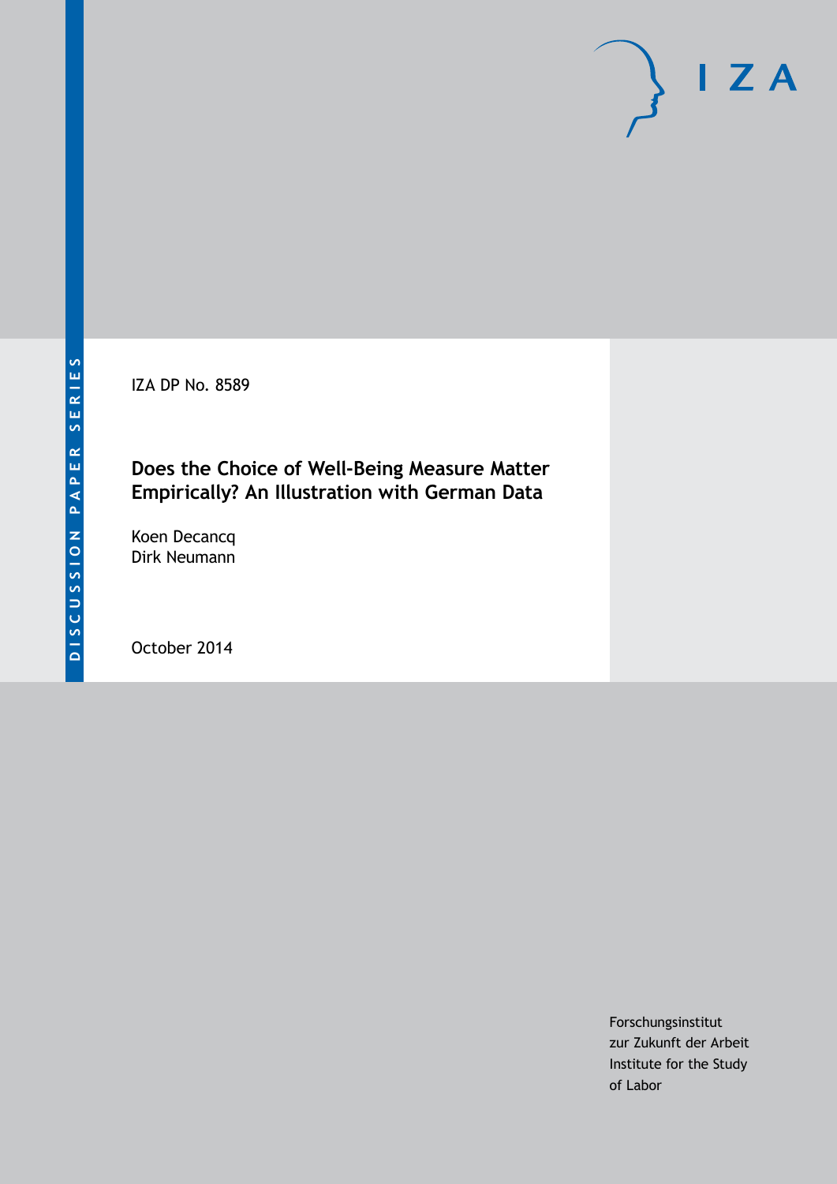DISCUSSION PAPER SERIES

IZA DP No. 8589

# Does the Choice of Well-Being Measure Matter Empirically? An Illustration with German Data

Koen Decancq
Dirk Neumann

October 2014

Forschungsinstitut
zur Zukunft der Arbeit
Institute for the Study
of Labor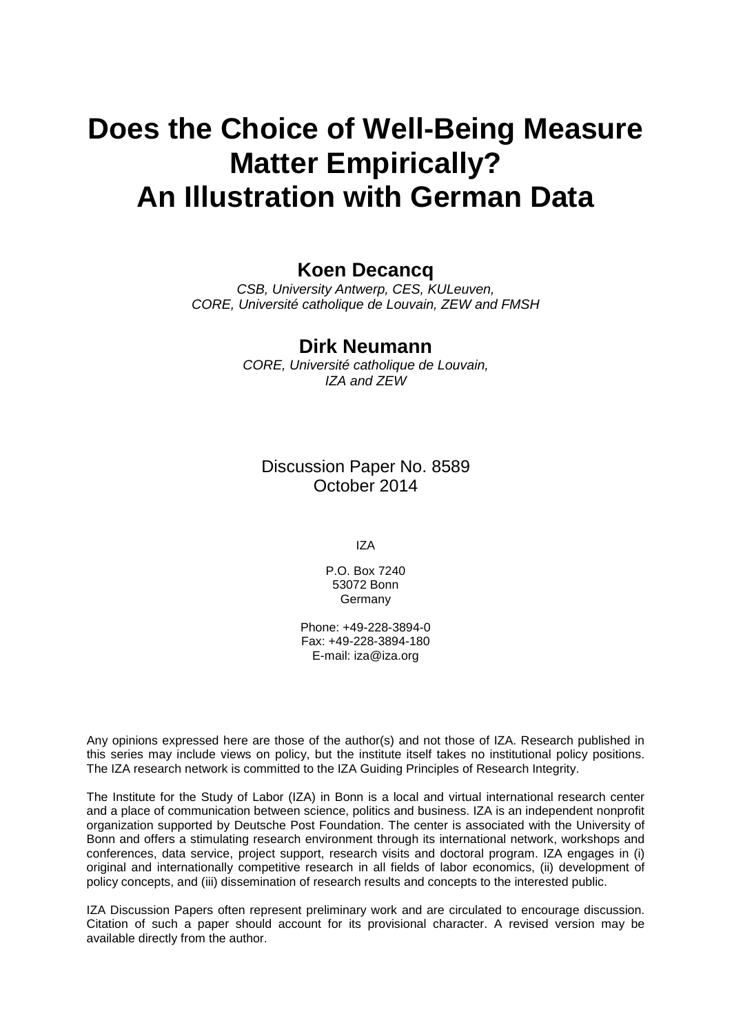# Does the Choice of Well-Being Measure Matter Empirically? An Illustration with German Data

**Koen Decancq**

*CSB, University Antwerp, CES, KULeuven, CORE, Université catholique de Louvain, ZEW and FMSH*

**Dirk Neumann**

*CORE, Université catholique de Louvain, IZA and ZEW*

Discussion Paper No. 8589
October 2014

IZA

P.O. Box 7240
53072 Bonn
Germany

Phone: +49-228-3894-0
Fax: +49-228-3894-180
E-mail: iza@iza.org

Any opinions expressed here are those of the author(s) and not those of IZA. Research published in this series may include views on policy, but the institute itself takes no institutional policy positions. The IZA research network is committed to the IZA Guiding Principles of Research Integrity.

The Institute for the Study of Labor (IZA) in Bonn is a local and virtual international research center and a place of communication between science, politics and business. IZA is an independent nonprofit organization supported by Deutsche Post Foundation. The center is associated with the University of Bonn and offers a stimulating research environment through its international network, workshops and conferences, data service, project support, research visits and doctoral program. IZA engages in (i) original and internationally competitive research in all fields of labor economics, (ii) development of policy concepts, and (iii) dissemination of research results and concepts to the interested public.

IZA Discussion Papers often represent preliminary work and are circulated to encourage discussion. Citation of such a paper should account for its provisional character. A revised version may be available directly from the author.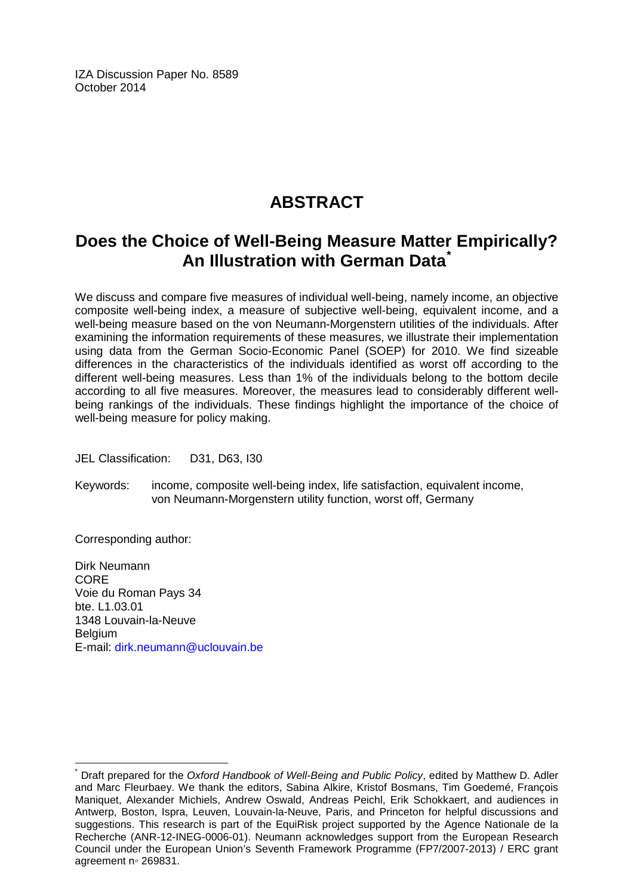IZA Discussion Paper No. 8589
October 2014

# ABSTRACT

## Does the Choice of Well-Being Measure Matter Empirically? An Illustration with German Data[*]

We discuss and compare five measures of individual well-being, namely income, an objective composite well-being index, a measure of subjective well-being, equivalent income, and a well-being measure based on the von Neumann-Morgenstern utilities of the individuals. After examining the information requirements of these measures, we illustrate their implementation using data from the German Socio-Economic Panel (SOEP) for 2010. We find sizeable differences in the characteristics of the individuals identified as worst off according to the different well-being measures. Less than 1% of the individuals belong to the bottom decile according to all five measures. Moreover, the measures lead to considerably different well-being rankings of the individuals. These findings highlight the importance of the choice of well-being measure for policy making.

JEL Classification: D31, D63, I30

Keywords: income, composite well-being index, life satisfaction, equivalent income, von Neumann-Morgenstern utility function, worst off, Germany

Corresponding author:

Dirk Neumann
CORE
Voie du Roman Pays 34
bte. L1.03.01
1348 Louvain-la-Neuve
Belgium
E-mail: dirk.neumann@uclouvain.be

---

[*] Draft prepared for the *Oxford Handbook of Well-Being and Public Policy*, edited by Matthew D. Adler and Marc Fleurbaey. We thank the editors, Sabina Alkire, Kristof Bosmans, Tim Goedemé, François Maniquet, Alexander Michiels, Andrew Oswald, Andreas Peichl, Erik Schokkaert, and audiences in Antwerp, Boston, Ispra, Leuven, Louvain-la-Neuve, Paris, and Princeton for helpful discussions and suggestions. This research is part of the EquiRisk project supported by the Agence Nationale de la Recherche (ANR-12-INEG-0006-01). Neumann acknowledges support from the European Research Council under the European Union's Seventh Framework Programme (FP7/2007-2013) / ERC grant agreement n◦ 269831.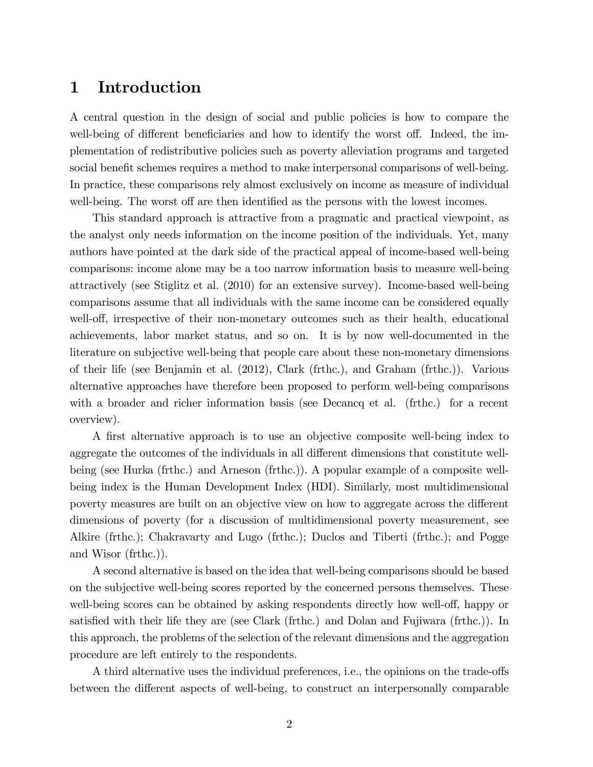# 1 Introduction

A central question in the design of social and public policies is how to compare the well-being of different beneficiaries and how to identify the worst off. Indeed, the implementation of redistributive policies such as poverty alleviation programs and targeted social benefit schemes requires a method to make interpersonal comparisons of well-being. In practice, these comparisons rely almost exclusively on income as measure of individual well-being. The worst off are then identified as the persons with the lowest incomes.

This standard approach is attractive from a pragmatic and practical viewpoint, as the analyst only needs information on the income position of the individuals. Yet, many authors have pointed at the dark side of the practical appeal of income-based well-being comparisons: income alone may be a too narrow information basis to measure well-being attractively (see Stiglitz et al. (2010) for an extensive survey). Income-based well-being comparisons assume that all individuals with the same income can be considered equally well-off, irrespective of their non-monetary outcomes such as their health, educational achievements, labor market status, and so on. It is by now well-documented in the literature on subjective well-being that people care about these non-monetary dimensions of their life (see Benjamin et al. (2012), Clark (frthc.), and Graham (frthc.)). Various alternative approaches have therefore been proposed to perform well-being comparisons with a broader and richer information basis (see Decancq et al. (frthc.) for a recent overview).

A first alternative approach is to use an objective composite well-being index to aggregate the outcomes of the individuals in all different dimensions that constitute well-being (see Hurka (frthc.) and Arneson (frthc.)). A popular example of a composite well-being index is the Human Development Index (HDI). Similarly, most multidimensional poverty measures are built on an objective view on how to aggregate across the different dimensions of poverty (for a discussion of multidimensional poverty measurement, see Alkire (frthc.); Chakravarty and Lugo (frthc.); Duclos and Tiberti (frthc.); and Pogge and Wisor (frthc.)).

A second alternative is based on the idea that well-being comparisons should be based on the subjective well-being scores reported by the concerned persons themselves. These well-being scores can be obtained by asking respondents directly how well-off, happy or satisfied with their life they are (see Clark (frthc.) and Dolan and Fujiwara (frthc.)). In this approach, the problems of the selection of the relevant dimensions and the aggregation procedure are left entirely to the respondents.

A third alternative uses the individual preferences, i.e., the opinions on the trade-offs between the different aspects of well-being, to construct an interpersonally comparable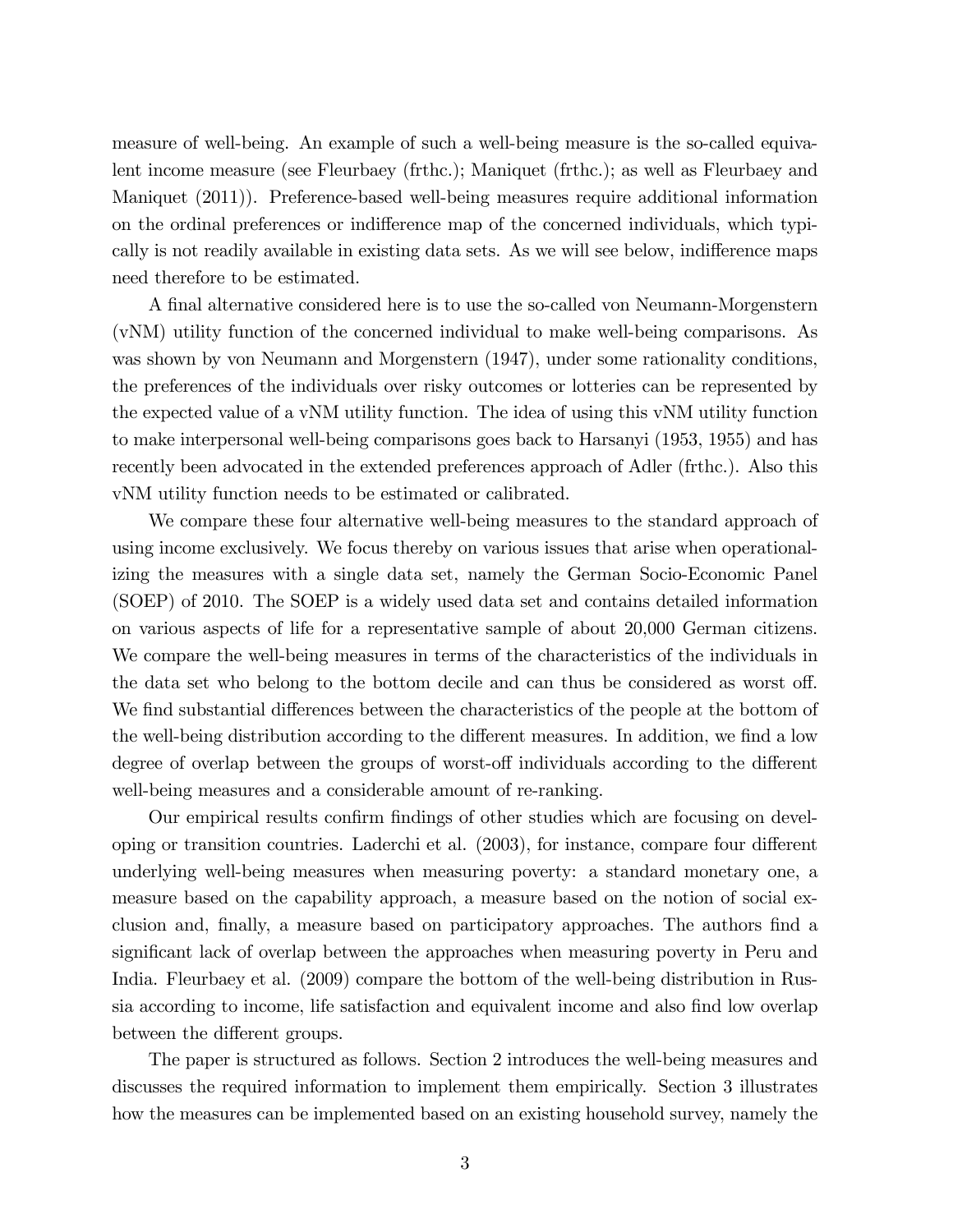measure of well-being. An example of such a well-being measure is the so-called equivalent income measure (see Fleurbaey (frthc.); Maniquet (frthc.); as well as Fleurbaey and Maniquet (2011)). Preference-based well-being measures require additional information on the ordinal preferences or indifference map of the concerned individuals, which typically is not readily available in existing data sets. As we will see below, indifference maps need therefore to be estimated.

A final alternative considered here is to use the so-called von Neumann-Morgenstern (vNM) utility function of the concerned individual to make well-being comparisons. As was shown by von Neumann and Morgenstern (1947), under some rationality conditions, the preferences of the individuals over risky outcomes or lotteries can be represented by the expected value of a vNM utility function. The idea of using this vNM utility function to make interpersonal well-being comparisons goes back to Harsanyi (1953, 1955) and has recently been advocated in the extended preferences approach of Adler (frthc.). Also this vNM utility function needs to be estimated or calibrated.

We compare these four alternative well-being measures to the standard approach of using income exclusively. We focus thereby on various issues that arise when operationalizing the measures with a single data set, namely the German Socio-Economic Panel (SOEP) of 2010. The SOEP is a widely used data set and contains detailed information on various aspects of life for a representative sample of about 20,000 German citizens. We compare the well-being measures in terms of the characteristics of the individuals in the data set who belong to the bottom decile and can thus be considered as worst off. We find substantial differences between the characteristics of the people at the bottom of the well-being distribution according to the different measures. In addition, we find a low degree of overlap between the groups of worst-off individuals according to the different well-being measures and a considerable amount of re-ranking.

Our empirical results confirm findings of other studies which are focusing on developing or transition countries. Laderchi et al. (2003), for instance, compare four different underlying well-being measures when measuring poverty: a standard monetary one, a measure based on the capability approach, a measure based on the notion of social exclusion and, finally, a measure based on participatory approaches. The authors find a significant lack of overlap between the approaches when measuring poverty in Peru and India. Fleurbaey et al. (2009) compare the bottom of the well-being distribution in Russia according to income, life satisfaction and equivalent income and also find low overlap between the different groups.

The paper is structured as follows. Section 2 introduces the well-being measures and discusses the required information to implement them empirically. Section 3 illustrates how the measures can be implemented based on an existing household survey, namely the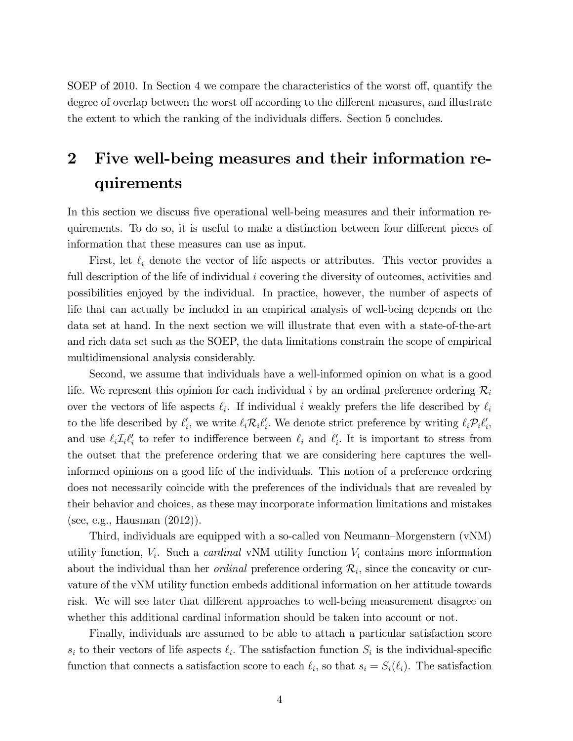SOEP of 2010. In Section 4 we compare the characteristics of the worst off, quantify the degree of overlap between the worst off according to the different measures, and illustrate the extent to which the ranking of the individuals differs. Section 5 concludes.

# 2 Five well-being measures and their information requirements

In this section we discuss five operational well-being measures and their information requirements. To do so, it is useful to make a distinction between four different pieces of information that these measures can use as input.

First, let $\ell_i$ denote the vector of life aspects or attributes. This vector provides a full description of the life of individual $i$ covering the diversity of outcomes, activities and possibilities enjoyed by the individual. In practice, however, the number of aspects of life that can actually be included in an empirical analysis of well-being depends on the data set at hand. In the next section we will illustrate that even with a state-of-the-art and rich data set such as the SOEP, the data limitations constrain the scope of empirical multidimensional analysis considerably.

Second, we assume that individuals have a well-informed opinion on what is a good life. We represent this opinion for each individual $i$ by an ordinal preference ordering $\mathcal{R}_i$ over the vectors of life aspects $\ell_i$. If individual $i$ weakly prefers the life described by $\ell_i$ to the life described by $\ell_i'$, we write $\ell_i \mathcal{R}_i \ell_i'$. We denote strict preference by writing $\ell_i \mathcal{P}_i \ell_i'$, and use $\ell_i \mathcal{I}_i \ell_i'$ to refer to indifference between $\ell_i$ and $\ell_i'$. It is important to stress from the outset that the preference ordering that we are considering here captures the well-informed opinions on a good life of the individuals. This notion of a preference ordering does not necessarily coincide with the preferences of the individuals that are revealed by their behavior and choices, as these may incorporate information limitations and mistakes (see, e.g., Hausman (2012)).

Third, individuals are equipped with a so-called von Neumann–Morgenstern (vNM) utility function, $V_i$. Such a *cardinal* vNM utility function $V_i$ contains more information about the individual than her *ordinal* preference ordering $\mathcal{R}_i$, since the concavity or curvature of the vNM utility function embeds additional information on her attitude towards risk. We will see later that different approaches to well-being measurement disagree on whether this additional cardinal information should be taken into account or not.

Finally, individuals are assumed to be able to attach a particular satisfaction score $s_i$ to their vectors of life aspects $\ell_i$. The satisfaction function $S_i$ is the individual-specific function that connects a satisfaction score to each $\ell_i$, so that $s_i = S_i(\ell_i)$. The satisfaction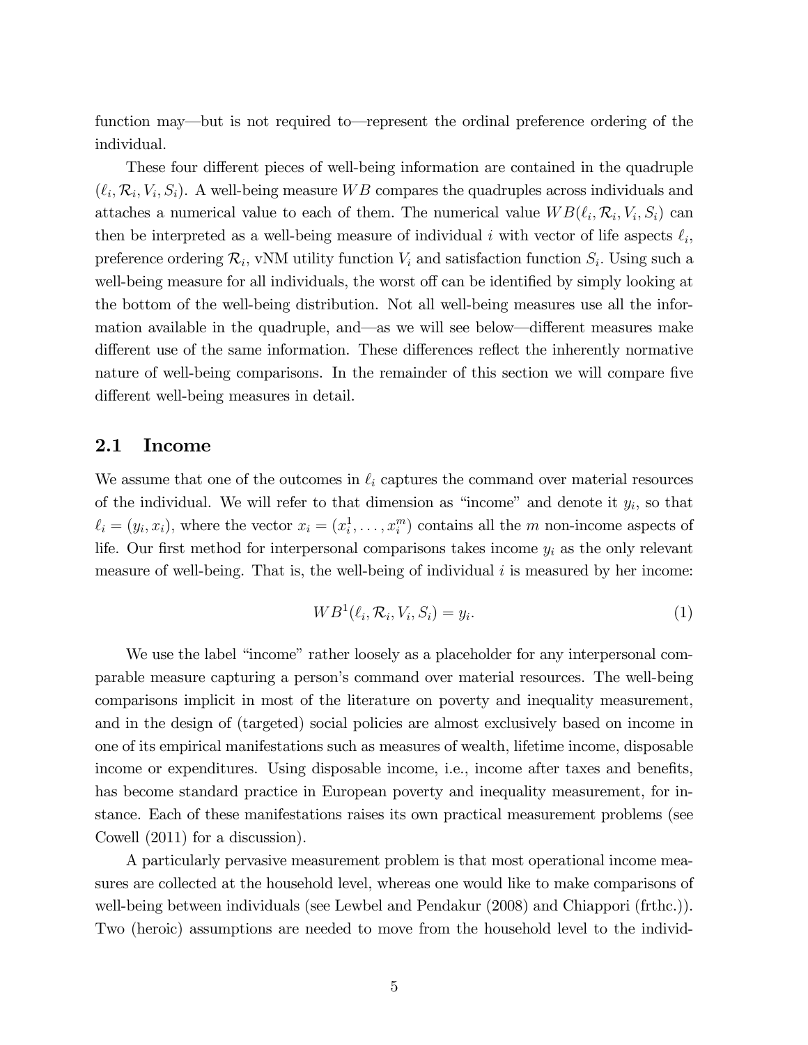function may—but is not required to—represent the ordinal preference ordering of the individual.

These four different pieces of well-being information are contained in the quadruple $(\ell_i, \mathcal{R}_i, V_i, S_i)$. A well-being measure $WB$ compares the quadruples across individuals and attaches a numerical value to each of them. The numerical value $WB(\ell_i, \mathcal{R}_i, V_i, S_i)$ can then be interpreted as a well-being measure of individual $i$ with vector of life aspects $\ell_i$, preference ordering $\mathcal{R}_i$, vNM utility function $V_i$ and satisfaction function $S_i$. Using such a well-being measure for all individuals, the worst off can be identified by simply looking at the bottom of the well-being distribution. Not all well-being measures use all the information available in the quadruple, and—as we will see below—different measures make different use of the same information. These differences reflect the inherently normative nature of well-being comparisons. In the remainder of this section we will compare five different well-being measures in detail.

## 2.1 Income

We assume that one of the outcomes in $\ell_i$ captures the command over material resources of the individual. We will refer to that dimension as "income" and denote it $y_i$, so that $\ell_i = (y_i, x_i)$, where the vector $x_i = (x_i^1, \ldots, x_i^m)$ contains all the $m$ non-income aspects of life. Our first method for interpersonal comparisons takes income $y_i$ as the only relevant measure of well-being. That is, the well-being of individual $i$ is measured by her income:

$$WB^1(\ell_i, \mathcal{R}_i, V_i, S_i) = y_i. \tag{1}$$

We use the label "income" rather loosely as a placeholder for any interpersonal comparable measure capturing a person's command over material resources. The well-being comparisons implicit in most of the literature on poverty and inequality measurement, and in the design of (targeted) social policies are almost exclusively based on income in one of its empirical manifestations such as measures of wealth, lifetime income, disposable income or expenditures. Using disposable income, i.e., income after taxes and benefits, has become standard practice in European poverty and inequality measurement, for instance. Each of these manifestations raises its own practical measurement problems (see Cowell (2011) for a discussion).

A particularly pervasive measurement problem is that most operational income measures are collected at the household level, whereas one would like to make comparisons of well-being between individuals (see Lewbel and Pendakur (2008) and Chiappori (frthc.)). Two (heroic) assumptions are needed to move from the household level to the individ-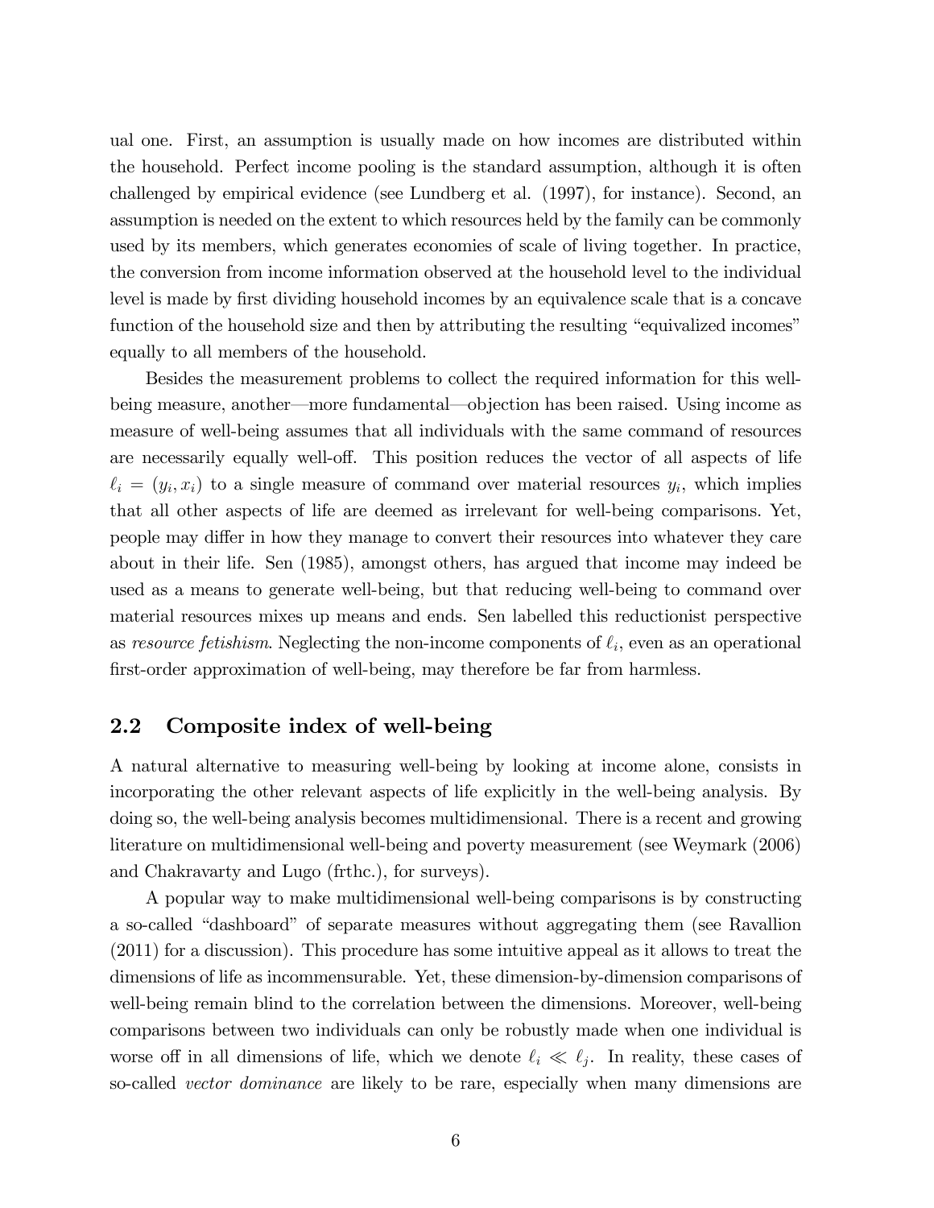ual one. First, an assumption is usually made on how incomes are distributed within the household. Perfect income pooling is the standard assumption, although it is often challenged by empirical evidence (see Lundberg et al. (1997), for instance). Second, an assumption is needed on the extent to which resources held by the family can be commonly used by its members, which generates economies of scale of living together. In practice, the conversion from income information observed at the household level to the individual level is made by first dividing household incomes by an equivalence scale that is a concave function of the household size and then by attributing the resulting "equivalized incomes" equally to all members of the household.

Besides the measurement problems to collect the required information for this well-being measure, another—more fundamental—objection has been raised. Using income as measure of well-being assumes that all individuals with the same command of resources are necessarily equally well-off. This position reduces the vector of all aspects of life $\ell_i = (y_i, x_i)$ to a single measure of command over material resources $y_i$, which implies that all other aspects of life are deemed as irrelevant for well-being comparisons. Yet, people may differ in how they manage to convert their resources into whatever they care about in their life. Sen (1985), amongst others, has argued that income may indeed be used as a means to generate well-being, but that reducing well-being to command over material resources mixes up means and ends. Sen labelled this reductionist perspective as *resource fetishism*. Neglecting the non-income components of $\ell_i$, even as an operational first-order approximation of well-being, may therefore be far from harmless.

## 2.2 Composite index of well-being

A natural alternative to measuring well-being by looking at income alone, consists in incorporating the other relevant aspects of life explicitly in the well-being analysis. By doing so, the well-being analysis becomes multidimensional. There is a recent and growing literature on multidimensional well-being and poverty measurement (see Weymark (2006) and Chakravarty and Lugo (frthc.), for surveys).

A popular way to make multidimensional well-being comparisons is by constructing a so-called "dashboard" of separate measures without aggregating them (see Ravallion (2011) for a discussion). This procedure has some intuitive appeal as it allows to treat the dimensions of life as incommensurable. Yet, these dimension-by-dimension comparisons of well-being remain blind to the correlation between the dimensions. Moreover, well-being comparisons between two individuals can only be robustly made when one individual is worse off in all dimensions of life, which we denote $\ell_i \ll \ell_j$. In reality, these cases of so-called *vector dominance* are likely to be rare, especially when many dimensions are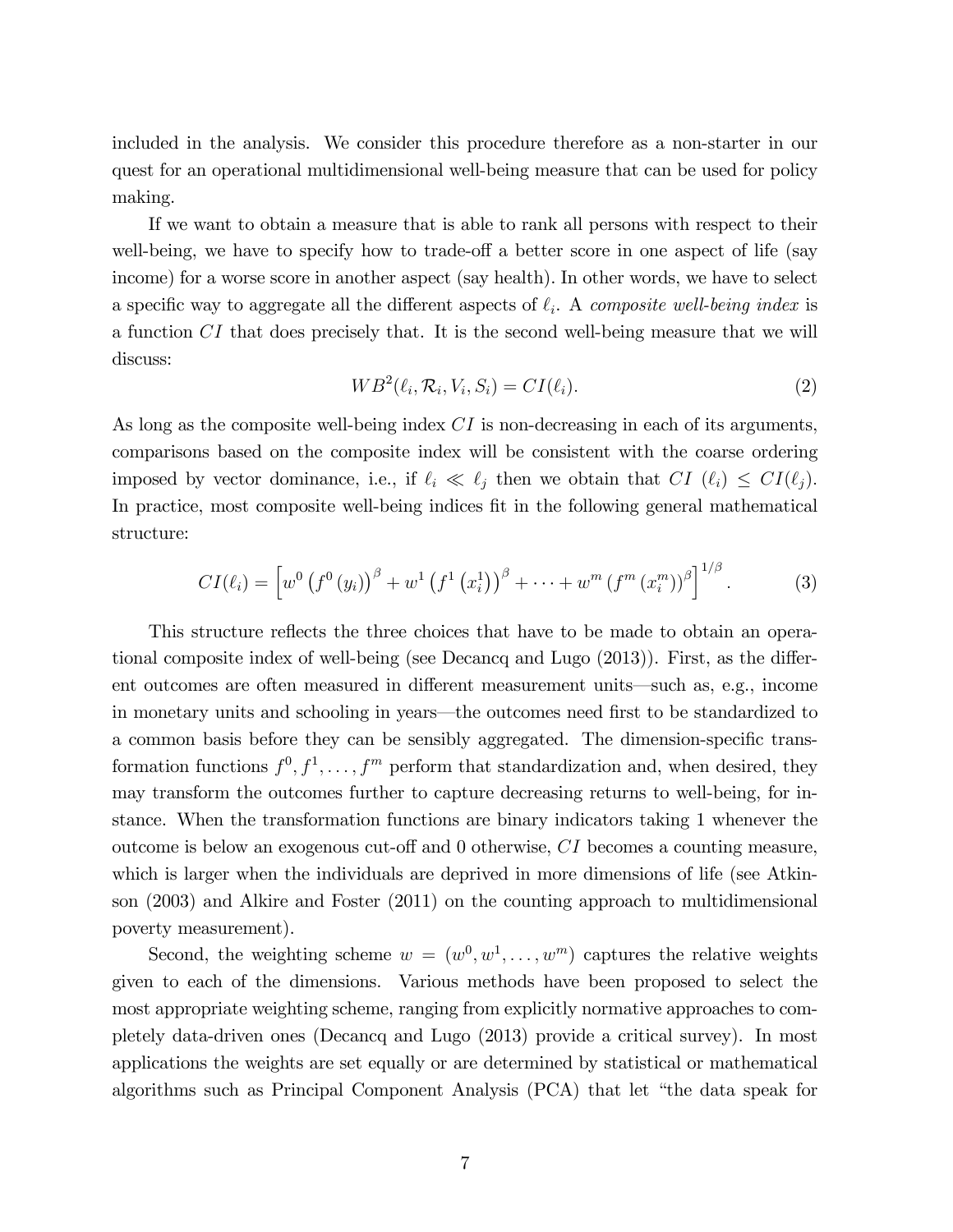included in the analysis. We consider this procedure therefore as a non-starter in our quest for an operational multidimensional well-being measure that can be used for policy making.

If we want to obtain a measure that is able to rank all persons with respect to their well-being, we have to specify how to trade-off a better score in one aspect of life (say income) for a worse score in another aspect (say health). In other words, we have to select a specific way to aggregate all the different aspects of $\ell_i$. A *composite well-being index* is a function $CI$ that does precisely that. It is the second well-being measure that we will discuss:

$$WB^2(\ell_i, \mathcal{R}_i, V_i, S_i) = CI(\ell_i). \tag{2}$$

As long as the composite well-being index $CI$ is non-decreasing in each of its arguments, comparisons based on the composite index will be consistent with the coarse ordering imposed by vector dominance, i.e., if $\ell_i \ll \ell_j$ then we obtain that $CI\ (\ell_i) \leq CI(\ell_j)$. In practice, most composite well-being indices fit in the following general mathematical structure:

$$CI(\ell_i) = \left[ w^0 \left( f^0 \left( y_i \right) \right)^{\beta} + w^1 \left( f^1 \left( x_i^1 \right) \right)^{\beta} + \cdots + w^m \left( f^m \left( x_i^m \right) \right)^{\beta} \right]^{1/\beta}. \tag{3}$$

This structure reflects the three choices that have to be made to obtain an operational composite index of well-being (see Decancq and Lugo (2013)). First, as the different outcomes are often measured in different measurement units—such as, e.g., income in monetary units and schooling in years—the outcomes need first to be standardized to a common basis before they can be sensibly aggregated. The dimension-specific transformation functions $f^0, f^1, \ldots, f^m$ perform that standardization and, when desired, they may transform the outcomes further to capture decreasing returns to well-being, for instance. When the transformation functions are binary indicators taking 1 whenever the outcome is below an exogenous cut-off and 0 otherwise, $CI$ becomes a counting measure, which is larger when the individuals are deprived in more dimensions of life (see Atkinson (2003) and Alkire and Foster (2011) on the counting approach to multidimensional poverty measurement).

Second, the weighting scheme $w = (w^0, w^1, \ldots, w^m)$ captures the relative weights given to each of the dimensions. Various methods have been proposed to select the most appropriate weighting scheme, ranging from explicitly normative approaches to completely data-driven ones (Decancq and Lugo (2013) provide a critical survey). In most applications the weights are set equally or are determined by statistical or mathematical algorithms such as Principal Component Analysis (PCA) that let "the data speak for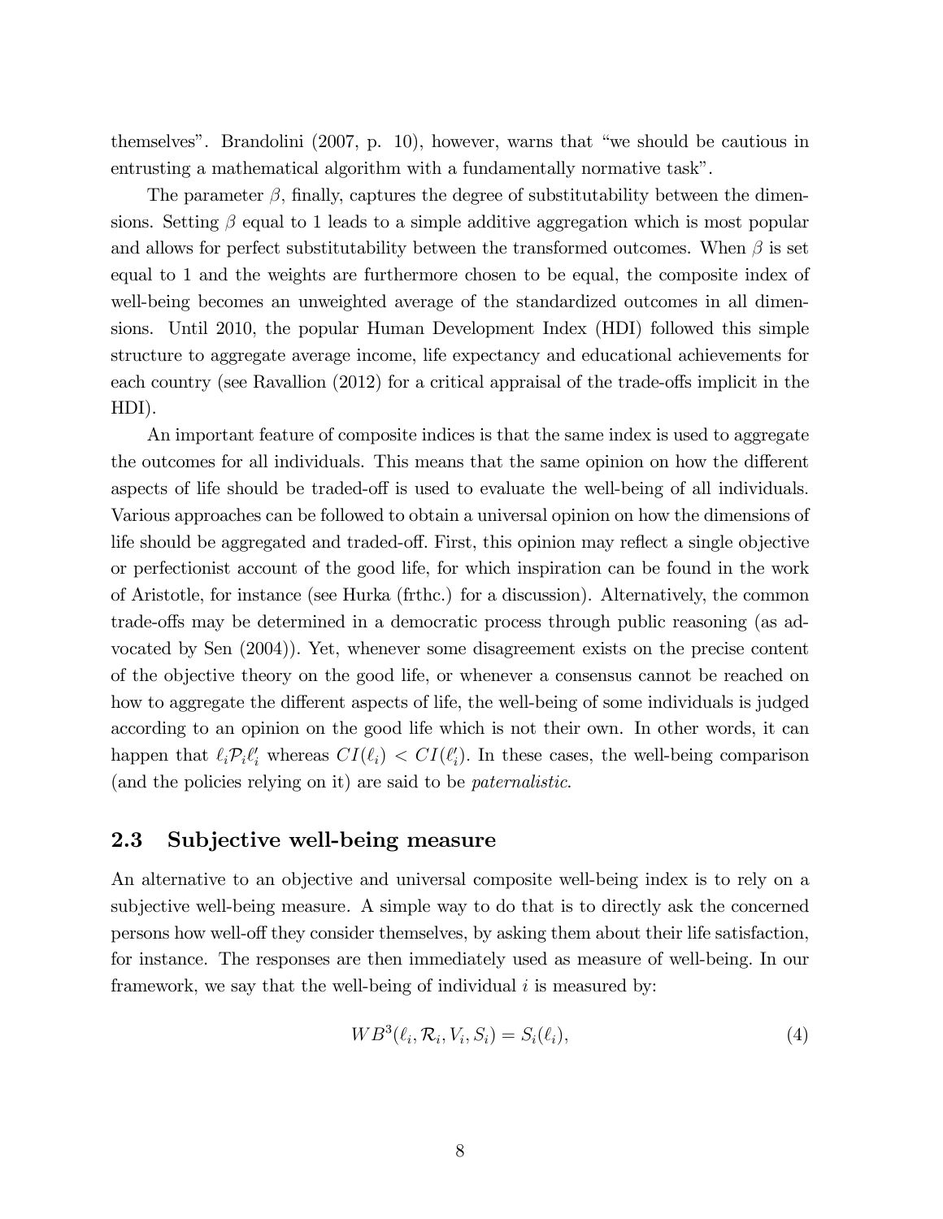themselves". Brandolini (2007, p. 10), however, warns that "we should be cautious in entrusting a mathematical algorithm with a fundamentally normative task".

The parameter $\beta$, finally, captures the degree of substitutability between the dimensions. Setting $\beta$ equal to 1 leads to a simple additive aggregation which is most popular and allows for perfect substitutability between the transformed outcomes. When $\beta$ is set equal to 1 and the weights are furthermore chosen to be equal, the composite index of well-being becomes an unweighted average of the standardized outcomes in all dimensions. Until 2010, the popular Human Development Index (HDI) followed this simple structure to aggregate average income, life expectancy and educational achievements for each country (see Ravallion (2012) for a critical appraisal of the trade-offs implicit in the HDI).

An important feature of composite indices is that the same index is used to aggregate the outcomes for all individuals. This means that the same opinion on how the different aspects of life should be traded-off is used to evaluate the well-being of all individuals. Various approaches can be followed to obtain a universal opinion on how the dimensions of life should be aggregated and traded-off. First, this opinion may reflect a single objective or perfectionist account of the good life, for which inspiration can be found in the work of Aristotle, for instance (see Hurka (frthc.) for a discussion). Alternatively, the common trade-offs may be determined in a democratic process through public reasoning (as advocated by Sen (2004)). Yet, whenever some disagreement exists on the precise content of the objective theory on the good life, or whenever a consensus cannot be reached on how to aggregate the different aspects of life, the well-being of some individuals is judged according to an opinion on the good life which is not their own. In other words, it can happen that $\ell_i \mathcal{P}_i \ell_i'$ whereas $CI(\ell_i) < CI(\ell_i')$. In these cases, the well-being comparison (and the policies relying on it) are said to be *paternalistic*.

## 2.3 Subjective well-being measure

An alternative to an objective and universal composite well-being index is to rely on a subjective well-being measure. A simple way to do that is to directly ask the concerned persons how well-off they consider themselves, by asking them about their life satisfaction, for instance. The responses are then immediately used as measure of well-being. In our framework, we say that the well-being of individual $i$ is measured by:

$$WB^3(\ell_i, \mathcal{R}_i, V_i, S_i) = S_i(\ell_i), \tag{4}$$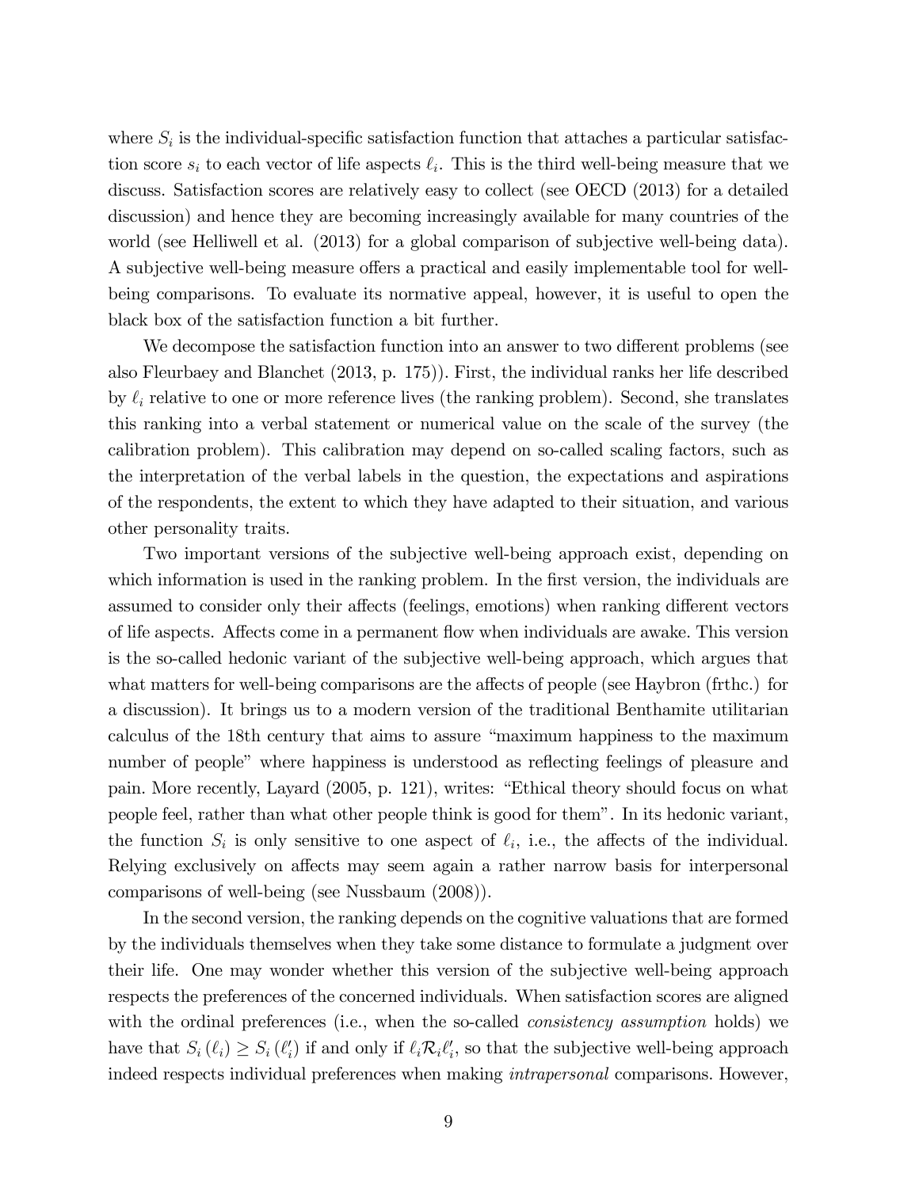where $S_i$ is the individual-specific satisfaction function that attaches a particular satisfaction score $s_i$ to each vector of life aspects $\ell_i$. This is the third well-being measure that we discuss. Satisfaction scores are relatively easy to collect (see OECD (2013) for a detailed discussion) and hence they are becoming increasingly available for many countries of the world (see Helliwell et al. (2013) for a global comparison of subjective well-being data). A subjective well-being measure offers a practical and easily implementable tool for well-being comparisons. To evaluate its normative appeal, however, it is useful to open the black box of the satisfaction function a bit further.

We decompose the satisfaction function into an answer to two different problems (see also Fleurbaey and Blanchet (2013, p. 175)). First, the individual ranks her life described by $\ell_i$ relative to one or more reference lives (the ranking problem). Second, she translates this ranking into a verbal statement or numerical value on the scale of the survey (the calibration problem). This calibration may depend on so-called scaling factors, such as the interpretation of the verbal labels in the question, the expectations and aspirations of the respondents, the extent to which they have adapted to their situation, and various other personality traits.

Two important versions of the subjective well-being approach exist, depending on which information is used in the ranking problem. In the first version, the individuals are assumed to consider only their affects (feelings, emotions) when ranking different vectors of life aspects. Affects come in a permanent flow when individuals are awake. This version is the so-called hedonic variant of the subjective well-being approach, which argues that what matters for well-being comparisons are the affects of people (see Haybron (frthc.) for a discussion). It brings us to a modern version of the traditional Benthamite utilitarian calculus of the 18th century that aims to assure "maximum happiness to the maximum number of people" where happiness is understood as reflecting feelings of pleasure and pain. More recently, Layard (2005, p. 121), writes: "Ethical theory should focus on what people feel, rather than what other people think is good for them". In its hedonic variant, the function $S_i$ is only sensitive to one aspect of $\ell_i$, i.e., the affects of the individual. Relying exclusively on affects may seem again a rather narrow basis for interpersonal comparisons of well-being (see Nussbaum (2008)).

In the second version, the ranking depends on the cognitive valuations that are formed by the individuals themselves when they take some distance to formulate a judgment over their life. One may wonder whether this version of the subjective well-being approach respects the preferences of the concerned individuals. When satisfaction scores are aligned with the ordinal preferences (i.e., when the so-called *consistency assumption* holds) we have that $S_i(\ell_i) \geq S_i(\ell_i')$ if and only if $\ell_i \mathcal{R}_i \ell_i'$, so that the subjective well-being approach indeed respects individual preferences when making *intrapersonal* comparisons. However,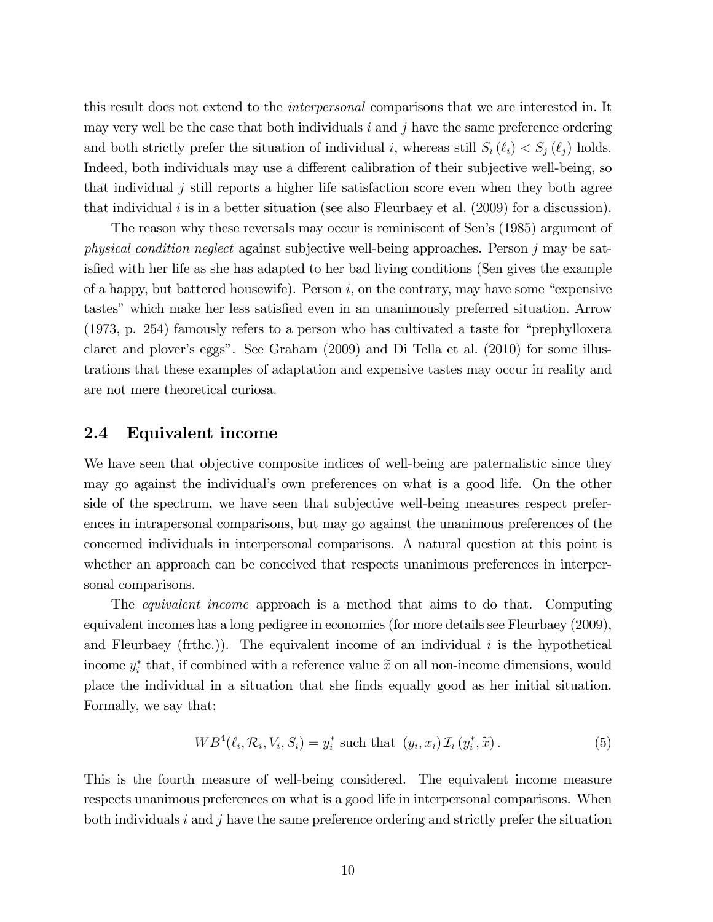this result does not extend to the *interpersonal* comparisons that we are interested in. It may very well be the case that both individuals $i$ and $j$ have the same preference ordering and both strictly prefer the situation of individual $i$, whereas still $S_i(\ell_i) < S_j(\ell_j)$ holds. Indeed, both individuals may use a different calibration of their subjective well-being, so that individual $j$ still reports a higher life satisfaction score even when they both agree that individual $i$ is in a better situation (see also Fleurbaey et al. (2009) for a discussion).

The reason why these reversals may occur is reminiscent of Sen's (1985) argument of *physical condition neglect* against subjective well-being approaches. Person $j$ may be satisfied with her life as she has adapted to her bad living conditions (Sen gives the example of a happy, but battered housewife). Person $i$, on the contrary, may have some "expensive tastes" which make her less satisfied even in an unanimously preferred situation. Arrow (1973, p. 254) famously refers to a person who has cultivated a taste for "prephylloxera claret and plover's eggs". See Graham (2009) and Di Tella et al. (2010) for some illustrations that these examples of adaptation and expensive tastes may occur in reality and are not mere theoretical curiosa.

## 2.4 Equivalent income

We have seen that objective composite indices of well-being are paternalistic since they may go against the individual's own preferences on what is a good life. On the other side of the spectrum, we have seen that subjective well-being measures respect preferences in intrapersonal comparisons, but may go against the unanimous preferences of the concerned individuals in interpersonal comparisons. A natural question at this point is whether an approach can be conceived that respects unanimous preferences in interpersonal comparisons.

The *equivalent income* approach is a method that aims to do that. Computing equivalent incomes has a long pedigree in economics (for more details see Fleurbaey (2009), and Fleurbaey (frthc.)). The equivalent income of an individual $i$ is the hypothetical income $y_i^*$ that, if combined with a reference value $\widetilde{x}$ on all non-income dimensions, would place the individual in a situation that she finds equally good as her initial situation. Formally, we say that:

$$WB^4(\ell_i, \mathcal{R}_i, V_i, S_i) = y_i^* \text{ such that } (y_i, x_i)\, \mathcal{I}_i\, (y_i^*, \widetilde{x}). \tag{5}$$

This is the fourth measure of well-being considered. The equivalent income measure respects unanimous preferences on what is a good life in interpersonal comparisons. When both individuals $i$ and $j$ have the same preference ordering and strictly prefer the situation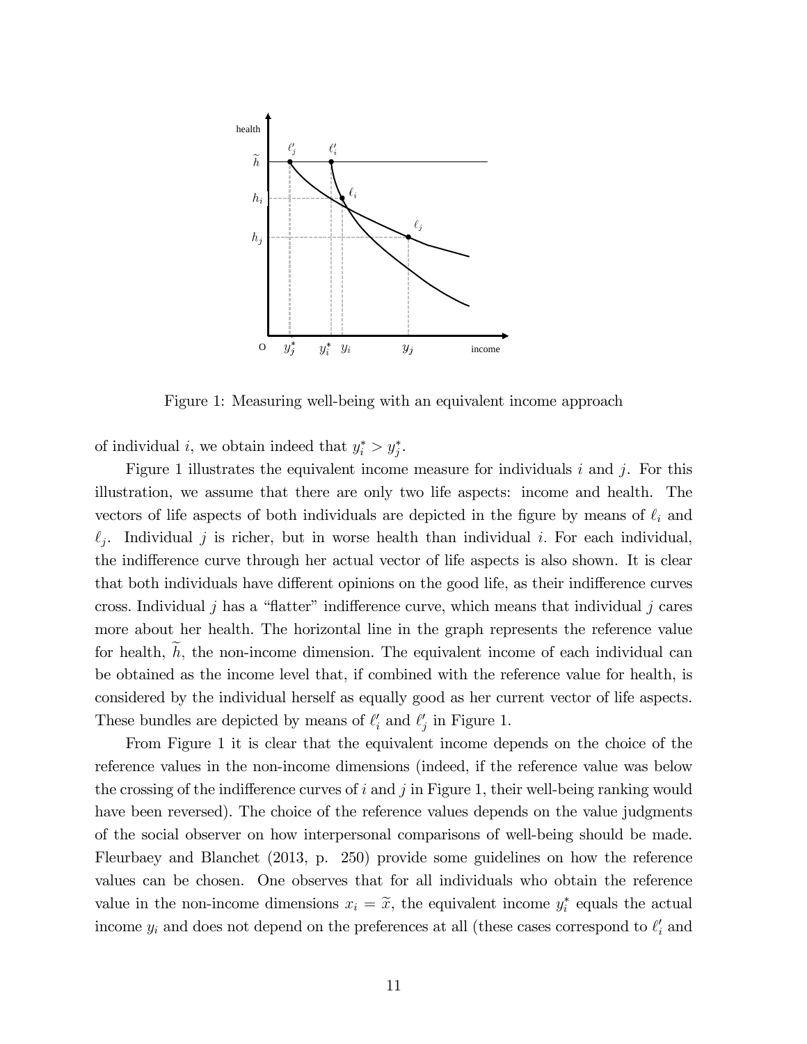Figure 1: Measuring well-being with an equivalent income approach

of individual $i$, we obtain indeed that $y_i^* > y_j^*$.

Figure 1 illustrates the equivalent income measure for individuals $i$ and $j$. For this illustration, we assume that there are only two life aspects: income and health. The vectors of life aspects of both individuals are depicted in the figure by means of $\ell_i$ and $\ell_j$. Individual $j$ is richer, but in worse health than individual $i$. For each individual, the indifference curve through her actual vector of life aspects is also shown. It is clear that both individuals have different opinions on the good life, as their indifference curves cross. Individual $j$ has a "flatter" indifference curve, which means that individual $j$ cares more about her health. The horizontal line in the graph represents the reference value for health, $\widetilde{h}$, the non-income dimension. The equivalent income of each individual can be obtained as the income level that, if combined with the reference value for health, is considered by the individual herself as equally good as her current vector of life aspects. These bundles are depicted by means of $\ell_i'$ and $\ell_j'$ in Figure 1.

From Figure 1 it is clear that the equivalent income depends on the choice of the reference values in the non-income dimensions (indeed, if the reference value was below the crossing of the indifference curves of $i$ and $j$ in Figure 1, their well-being ranking would have been reversed). The choice of the reference values depends on the value judgments of the social observer on how interpersonal comparisons of well-being should be made. Fleurbaey and Blanchet (2013, p. 250) provide some guidelines on how the reference values can be chosen. One observes that for all individuals who obtain the reference value in the non-income dimensions $x_i = \widetilde{x}$, the equivalent income $y_i^*$ equals the actual income $y_i$ and does not depend on the preferences at all (these cases correspond to $\ell_i'$ and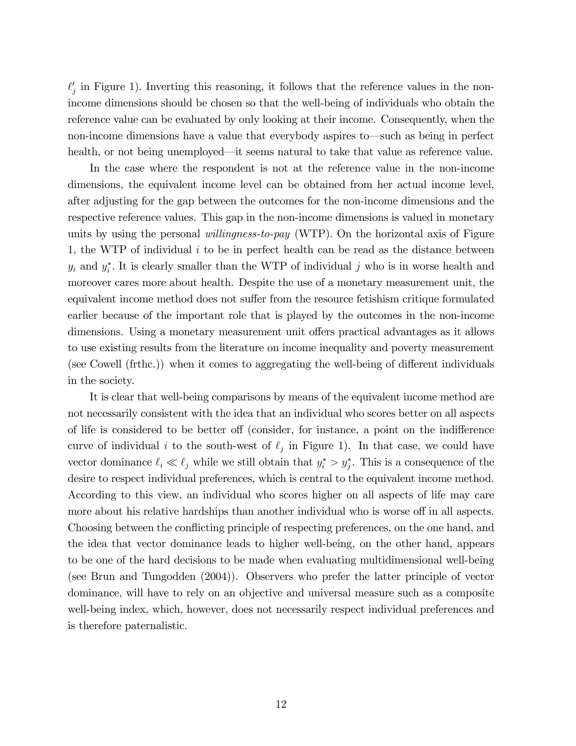$\ell_j'$ in Figure 1). Inverting this reasoning, it follows that the reference values in the non-income dimensions should be chosen so that the well-being of individuals who obtain the reference value can be evaluated by only looking at their income. Consequently, when the non-income dimensions have a value that everybody aspires to—such as being in perfect health, or not being unemployed—it seems natural to take that value as reference value.

In the case where the respondent is not at the reference value in the non-income dimensions, the equivalent income level can be obtained from her actual income level, after adjusting for the gap between the outcomes for the non-income dimensions and the respective reference values. This gap in the non-income dimensions is valued in monetary units by using the personal *willingness-to-pay* (WTP). On the horizontal axis of Figure 1, the WTP of individual $i$ to be in perfect health can be read as the distance between $y_i$ and $y_i^*$. It is clearly smaller than the WTP of individual $j$ who is in worse health and moreover cares more about health. Despite the use of a monetary measurement unit, the equivalent income method does not suffer from the resource fetishism critique formulated earlier because of the important role that is played by the outcomes in the non-income dimensions. Using a monetary measurement unit offers practical advantages as it allows to use existing results from the literature on income inequality and poverty measurement (see Cowell (frthc.)) when it comes to aggregating the well-being of different individuals in the society.

It is clear that well-being comparisons by means of the equivalent income method are not necessarily consistent with the idea that an individual who scores better on all aspects of life is considered to be better off (consider, for instance, a point on the indifference curve of individual $i$ to the south-west of $\ell_j$ in Figure 1). In that case, we could have vector dominance $\ell_i \ll \ell_j$ while we still obtain that $y_i^* > y_j^*$. This is a consequence of the desire to respect individual preferences, which is central to the equivalent income method. According to this view, an individual who scores higher on all aspects of life may care more about his relative hardships than another individual who is worse off in all aspects. Choosing between the conflicting principle of respecting preferences, on the one hand, and the idea that vector dominance leads to higher well-being, on the other hand, appears to be one of the hard decisions to be made when evaluating multidimensional well-being (see Brun and Tungodden (2004)). Observers who prefer the latter principle of vector dominance, will have to rely on an objective and universal measure such as a composite well-being index, which, however, does not necessarily respect individual preferences and is therefore paternalistic.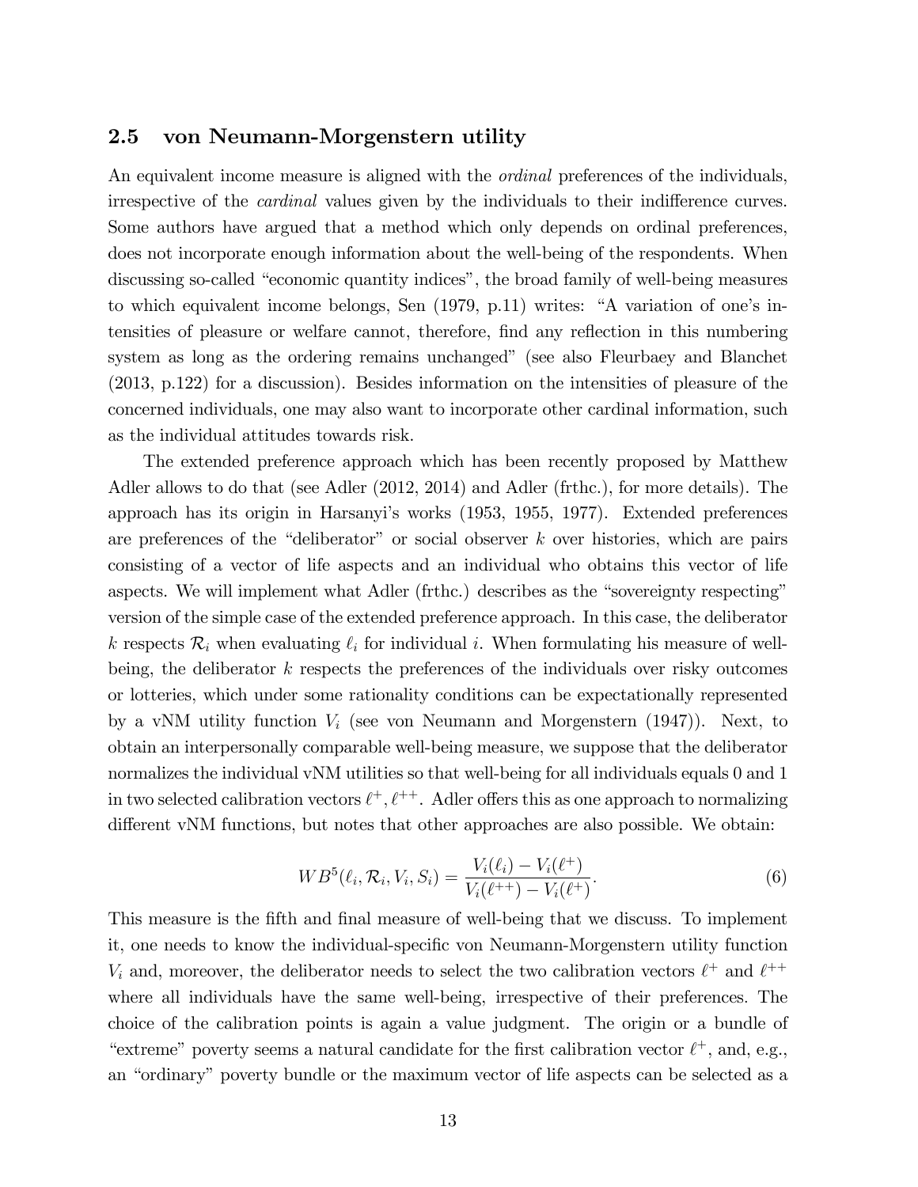## 2.5 von Neumann-Morgenstern utility

An equivalent income measure is aligned with the *ordinal* preferences of the individuals, irrespective of the *cardinal* values given by the individuals to their indifference curves. Some authors have argued that a method which only depends on ordinal preferences, does not incorporate enough information about the well-being of the respondents. When discussing so-called "economic quantity indices", the broad family of well-being measures to which equivalent income belongs, Sen (1979, p.11) writes: "A variation of one's intensities of pleasure or welfare cannot, therefore, find any reflection in this numbering system as long as the ordering remains unchanged" (see also Fleurbaey and Blanchet (2013, p.122) for a discussion). Besides information on the intensities of pleasure of the concerned individuals, one may also want to incorporate other cardinal information, such as the individual attitudes towards risk.

The extended preference approach which has been recently proposed by Matthew Adler allows to do that (see Adler (2012, 2014) and Adler (frthc.), for more details). The approach has its origin in Harsanyi's works (1953, 1955, 1977). Extended preferences are preferences of the "deliberator" or social observer $k$ over histories, which are pairs consisting of a vector of life aspects and an individual who obtains this vector of life aspects. We will implement what Adler (frthc.) describes as the "sovereignty respecting" version of the simple case of the extended preference approach. In this case, the deliberator $k$ respects $\mathcal{R}_i$ when evaluating $\ell_i$ for individual $i$. When formulating his measure of well-being, the deliberator $k$ respects the preferences of the individuals over risky outcomes or lotteries, which under some rationality conditions can be expectationally represented by a vNM utility function $V_i$ (see von Neumann and Morgenstern (1947)). Next, to obtain an interpersonally comparable well-being measure, we suppose that the deliberator normalizes the individual vNM utilities so that well-being for all individuals equals 0 and 1 in two selected calibration vectors $\ell^+, \ell^{++}$. Adler offers this as one approach to normalizing different vNM functions, but notes that other approaches are also possible. We obtain:

$$WB^5(\ell_i, \mathcal{R}_i, V_i, S_i) = \frac{V_i(\ell_i) - V_i(\ell^+)}{V_i(\ell^{++}) - V_i(\ell^+)}. \tag{6}$$

This measure is the fifth and final measure of well-being that we discuss. To implement it, one needs to know the individual-specific von Neumann-Morgenstern utility function $V_i$ and, moreover, the deliberator needs to select the two calibration vectors $\ell^+$ and $\ell^{++}$ where all individuals have the same well-being, irrespective of their preferences. The choice of the calibration points is again a value judgment. The origin or a bundle of "extreme" poverty seems a natural candidate for the first calibration vector $\ell^+$, and, e.g., an "ordinary" poverty bundle or the maximum vector of life aspects can be selected as a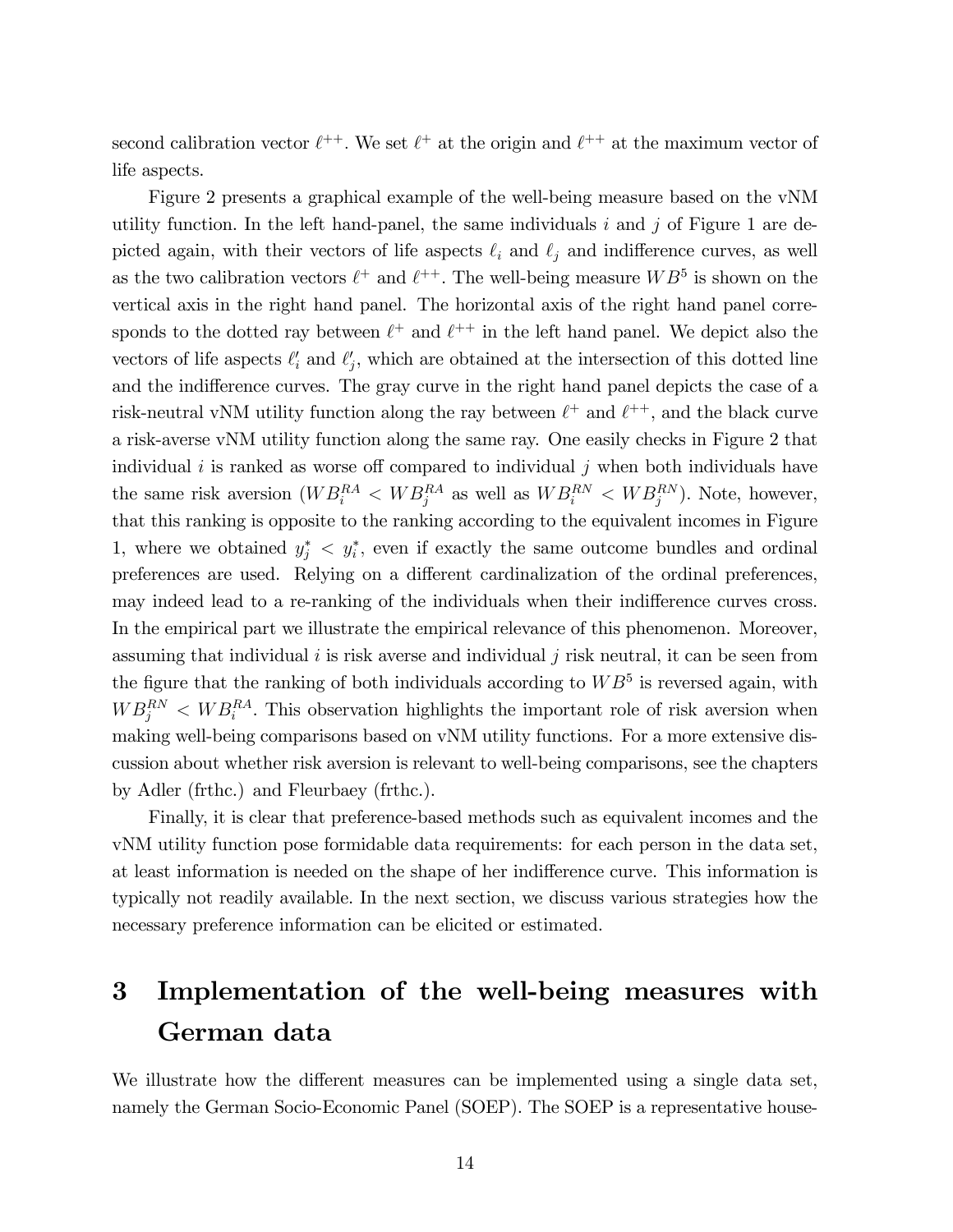second calibration vector $\ell^{++}$. We set $\ell^{+}$ at the origin and $\ell^{++}$ at the maximum vector of life aspects.

Figure 2 presents a graphical example of the well-being measure based on the vNM utility function. In the left hand-panel, the same individuals $i$ and $j$ of Figure 1 are depicted again, with their vectors of life aspects $\ell_i$ and $\ell_j$ and indifference curves, as well as the two calibration vectors $\ell^{+}$ and $\ell^{++}$. The well-being measure $WB^5$ is shown on the vertical axis in the right hand panel. The horizontal axis of the right hand panel corresponds to the dotted ray between $\ell^{+}$ and $\ell^{++}$ in the left hand panel. We depict also the vectors of life aspects $\ell_i'$ and $\ell_j'$, which are obtained at the intersection of this dotted line and the indifference curves. The gray curve in the right hand panel depicts the case of a risk-neutral vNM utility function along the ray between $\ell^{+}$ and $\ell^{++}$, and the black curve a risk-averse vNM utility function along the same ray. One easily checks in Figure 2 that individual $i$ is ranked as worse off compared to individual $j$ when both individuals have the same risk aversion ($WB_i^{RA} < WB_j^{RA}$ as well as $WB_i^{RN} < WB_j^{RN}$). Note, however, that this ranking is opposite to the ranking according to the equivalent incomes in Figure 1, where we obtained $y_j^* < y_i^*$, even if exactly the same outcome bundles and ordinal preferences are used. Relying on a different cardinalization of the ordinal preferences, may indeed lead to a re-ranking of the individuals when their indifference curves cross. In the empirical part we illustrate the empirical relevance of this phenomenon. Moreover, assuming that individual $i$ is risk averse and individual $j$ risk neutral, it can be seen from the figure that the ranking of both individuals according to $WB^5$ is reversed again, with $WB_j^{RN} < WB_i^{RA}$. This observation highlights the important role of risk aversion when making well-being comparisons based on vNM utility functions. For a more extensive discussion about whether risk aversion is relevant to well-being comparisons, see the chapters by Adler (frthc.) and Fleurbaey (frthc.).

Finally, it is clear that preference-based methods such as equivalent incomes and the vNM utility function pose formidable data requirements: for each person in the data set, at least information is needed on the shape of her indifference curve. This information is typically not readily available. In the next section, we discuss various strategies how the necessary preference information can be elicited or estimated.

# 3 Implementation of the well-being measures with German data

We illustrate how the different measures can be implemented using a single data set, namely the German Socio-Economic Panel (SOEP). The SOEP is a representative house-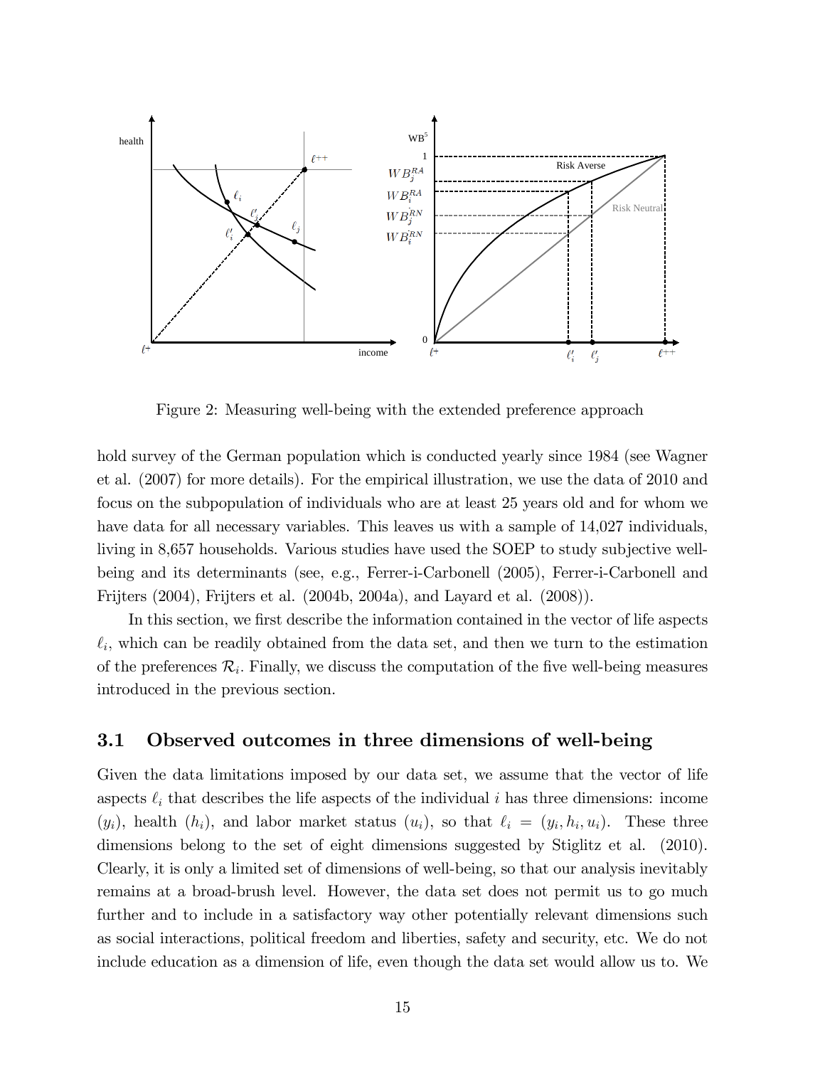Figure 2: Measuring well-being with the extended preference approach

hold survey of the German population which is conducted yearly since 1984 (see Wagner et al. (2007) for more details). For the empirical illustration, we use the data of 2010 and focus on the subpopulation of individuals who are at least 25 years old and for whom we have data for all necessary variables. This leaves us with a sample of 14,027 individuals, living in 8,657 households. Various studies have used the SOEP to study subjective well-being and its determinants (see, e.g., Ferrer-i-Carbonell (2005), Ferrer-i-Carbonell and Frijters (2004), Frijters et al. (2004b, 2004a), and Layard et al. (2008)).

In this section, we first describe the information contained in the vector of life aspects $\ell_i$, which can be readily obtained from the data set, and then we turn to the estimation of the preferences $\mathcal{R}_i$. Finally, we discuss the computation of the five well-being measures introduced in the previous section.

### 3.1 Observed outcomes in three dimensions of well-being

Given the data limitations imposed by our data set, we assume that the vector of life aspects $\ell_i$ that describes the life aspects of the individual $i$ has three dimensions: income ($y_i$), health ($h_i$), and labor market status ($u_i$), so that $\ell_i = (y_i, h_i, u_i)$. These three dimensions belong to the set of eight dimensions suggested by Stiglitz et al. (2010). Clearly, it is only a limited set of dimensions of well-being, so that our analysis inevitably remains at a broad-brush level. However, the data set does not permit us to go much further and to include in a satisfactory way other potentially relevant dimensions such as social interactions, political freedom and liberties, safety and security, etc. We do not include education as a dimension of life, even though the data set would allow us to. We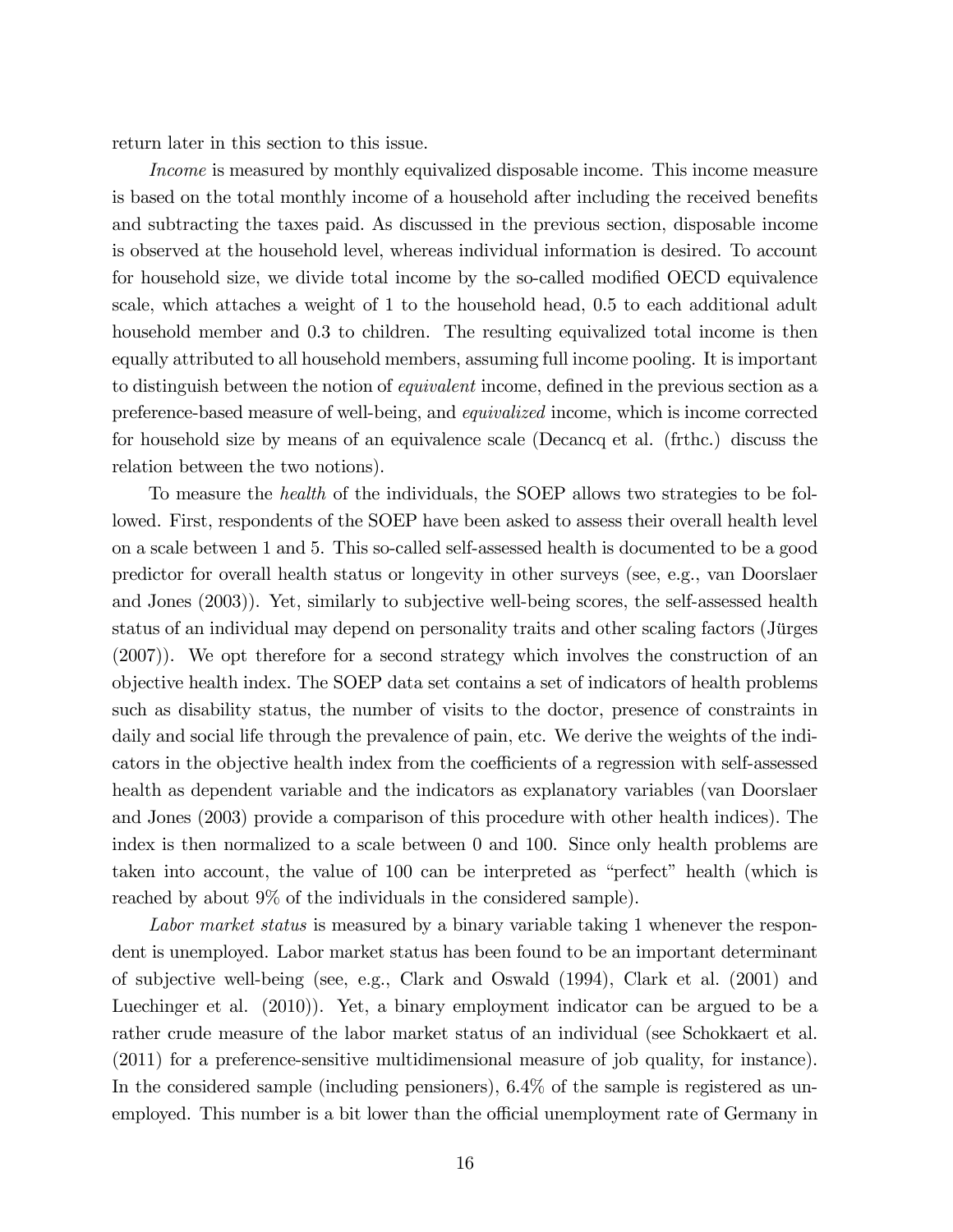return later in this section to this issue.

*Income* is measured by monthly equivalized disposable income. This income measure is based on the total monthly income of a household after including the received benefits and subtracting the taxes paid. As discussed in the previous section, disposable income is observed at the household level, whereas individual information is desired. To account for household size, we divide total income by the so-called modified OECD equivalence scale, which attaches a weight of 1 to the household head, 0.5 to each additional adult household member and 0.3 to children. The resulting equivalized total income is then equally attributed to all household members, assuming full income pooling. It is important to distinguish between the notion of *equivalent* income, defined in the previous section as a preference-based measure of well-being, and *equivalized* income, which is income corrected for household size by means of an equivalence scale (Decancq et al. (frthc.) discuss the relation between the two notions).

To measure the *health* of the individuals, the SOEP allows two strategies to be followed. First, respondents of the SOEP have been asked to assess their overall health level on a scale between 1 and 5. This so-called self-assessed health is documented to be a good predictor for overall health status or longevity in other surveys (see, e.g., van Doorslaer and Jones (2003)). Yet, similarly to subjective well-being scores, the self-assessed health status of an individual may depend on personality traits and other scaling factors (Jürges (2007)). We opt therefore for a second strategy which involves the construction of an objective health index. The SOEP data set contains a set of indicators of health problems such as disability status, the number of visits to the doctor, presence of constraints in daily and social life through the prevalence of pain, etc. We derive the weights of the indicators in the objective health index from the coefficients of a regression with self-assessed health as dependent variable and the indicators as explanatory variables (van Doorslaer and Jones (2003) provide a comparison of this procedure with other health indices). The index is then normalized to a scale between 0 and 100. Since only health problems are taken into account, the value of 100 can be interpreted as "perfect" health (which is reached by about 9% of the individuals in the considered sample).

*Labor market status* is measured by a binary variable taking 1 whenever the respondent is unemployed. Labor market status has been found to be an important determinant of subjective well-being (see, e.g., Clark and Oswald (1994), Clark et al. (2001) and Luechinger et al. (2010)). Yet, a binary employment indicator can be argued to be a rather crude measure of the labor market status of an individual (see Schokkaert et al. (2011) for a preference-sensitive multidimensional measure of job quality, for instance). In the considered sample (including pensioners), 6.4% of the sample is registered as unemployed. This number is a bit lower than the official unemployment rate of Germany in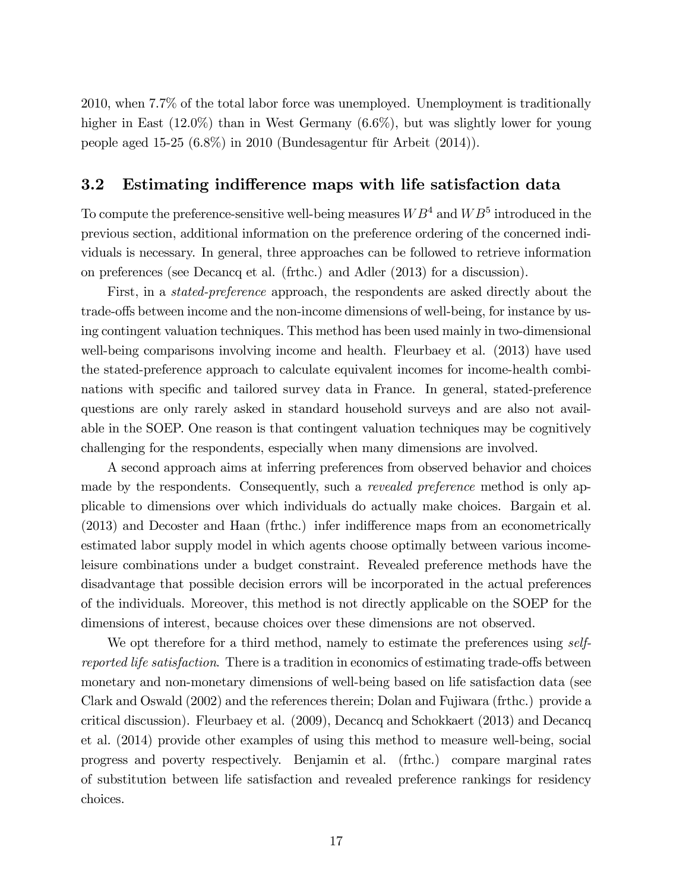2010, when 7.7% of the total labor force was unemployed. Unemployment is traditionally higher in East (12.0%) than in West Germany (6.6%), but was slightly lower for young people aged 15-25 (6.8%) in 2010 (Bundesagentur für Arbeit (2014)).

## 3.2 Estimating indifference maps with life satisfaction data

To compute the preference-sensitive well-being measures $WB^4$ and $WB^5$ introduced in the previous section, additional information on the preference ordering of the concerned individuals is necessary. In general, three approaches can be followed to retrieve information on preferences (see Decancq et al. (frthc.) and Adler (2013) for a discussion).

First, in a *stated-preference* approach, the respondents are asked directly about the trade-offs between income and the non-income dimensions of well-being, for instance by using contingent valuation techniques. This method has been used mainly in two-dimensional well-being comparisons involving income and health. Fleurbaey et al. (2013) have used the stated-preference approach to calculate equivalent incomes for income-health combinations with specific and tailored survey data in France. In general, stated-preference questions are only rarely asked in standard household surveys and are also not available in the SOEP. One reason is that contingent valuation techniques may be cognitively challenging for the respondents, especially when many dimensions are involved.

A second approach aims at inferring preferences from observed behavior and choices made by the respondents. Consequently, such a *revealed preference* method is only applicable to dimensions over which individuals do actually make choices. Bargain et al. (2013) and Decoster and Haan (frthc.) infer indifference maps from an econometrically estimated labor supply model in which agents choose optimally between various income-leisure combinations under a budget constraint. Revealed preference methods have the disadvantage that possible decision errors will be incorporated in the actual preferences of the individuals. Moreover, this method is not directly applicable on the SOEP for the dimensions of interest, because choices over these dimensions are not observed.

We opt therefore for a third method, namely to estimate the preferences using *self-reported life satisfaction*. There is a tradition in economics of estimating trade-offs between monetary and non-monetary dimensions of well-being based on life satisfaction data (see Clark and Oswald (2002) and the references therein; Dolan and Fujiwara (frthc.) provide a critical discussion). Fleurbaey et al. (2009), Decancq and Schokkaert (2013) and Decancq et al. (2014) provide other examples of using this method to measure well-being, social progress and poverty respectively. Benjamin et al. (frthc.) compare marginal rates of substitution between life satisfaction and revealed preference rankings for residency choices.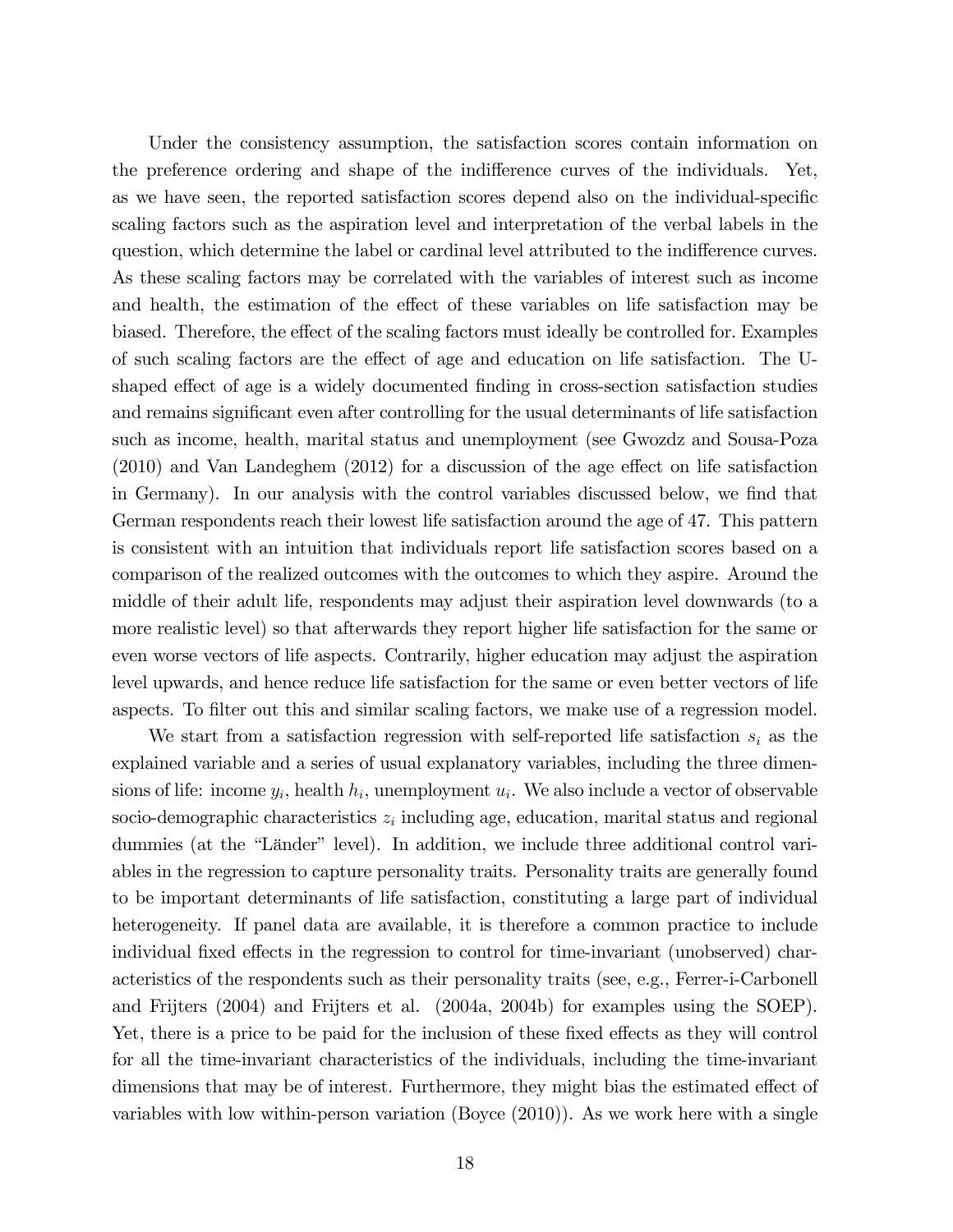Under the consistency assumption, the satisfaction scores contain information on the preference ordering and shape of the indifference curves of the individuals. Yet, as we have seen, the reported satisfaction scores depend also on the individual-specific scaling factors such as the aspiration level and interpretation of the verbal labels in the question, which determine the label or cardinal level attributed to the indifference curves. As these scaling factors may be correlated with the variables of interest such as income and health, the estimation of the effect of these variables on life satisfaction may be biased. Therefore, the effect of the scaling factors must ideally be controlled for. Examples of such scaling factors are the effect of age and education on life satisfaction. The U-shaped effect of age is a widely documented finding in cross-section satisfaction studies and remains significant even after controlling for the usual determinants of life satisfaction such as income, health, marital status and unemployment (see Gwozdz and Sousa-Poza (2010) and Van Landeghem (2012) for a discussion of the age effect on life satisfaction in Germany). In our analysis with the control variables discussed below, we find that German respondents reach their lowest life satisfaction around the age of 47. This pattern is consistent with an intuition that individuals report life satisfaction scores based on a comparison of the realized outcomes with the outcomes to which they aspire. Around the middle of their adult life, respondents may adjust their aspiration level downwards (to a more realistic level) so that afterwards they report higher life satisfaction for the same or even worse vectors of life aspects. Contrarily, higher education may adjust the aspiration level upwards, and hence reduce life satisfaction for the same or even better vectors of life aspects. To filter out this and similar scaling factors, we make use of a regression model.

We start from a satisfaction regression with self-reported life satisfaction $s_i$ as the explained variable and a series of usual explanatory variables, including the three dimensions of life: income $y_i$, health $h_i$, unemployment $u_i$. We also include a vector of observable socio-demographic characteristics $z_i$ including age, education, marital status and regional dummies (at the "Länder" level). In addition, we include three additional control variables in the regression to capture personality traits. Personality traits are generally found to be important determinants of life satisfaction, constituting a large part of individual heterogeneity. If panel data are available, it is therefore a common practice to include individual fixed effects in the regression to control for time-invariant (unobserved) characteristics of the respondents such as their personality traits (see, e.g., Ferrer-i-Carbonell and Frijters (2004) and Frijters et al. (2004a, 2004b) for examples using the SOEP). Yet, there is a price to be paid for the inclusion of these fixed effects as they will control for all the time-invariant characteristics of the individuals, including the time-invariant dimensions that may be of interest. Furthermore, they might bias the estimated effect of variables with low within-person variation (Boyce (2010)). As we work here with a single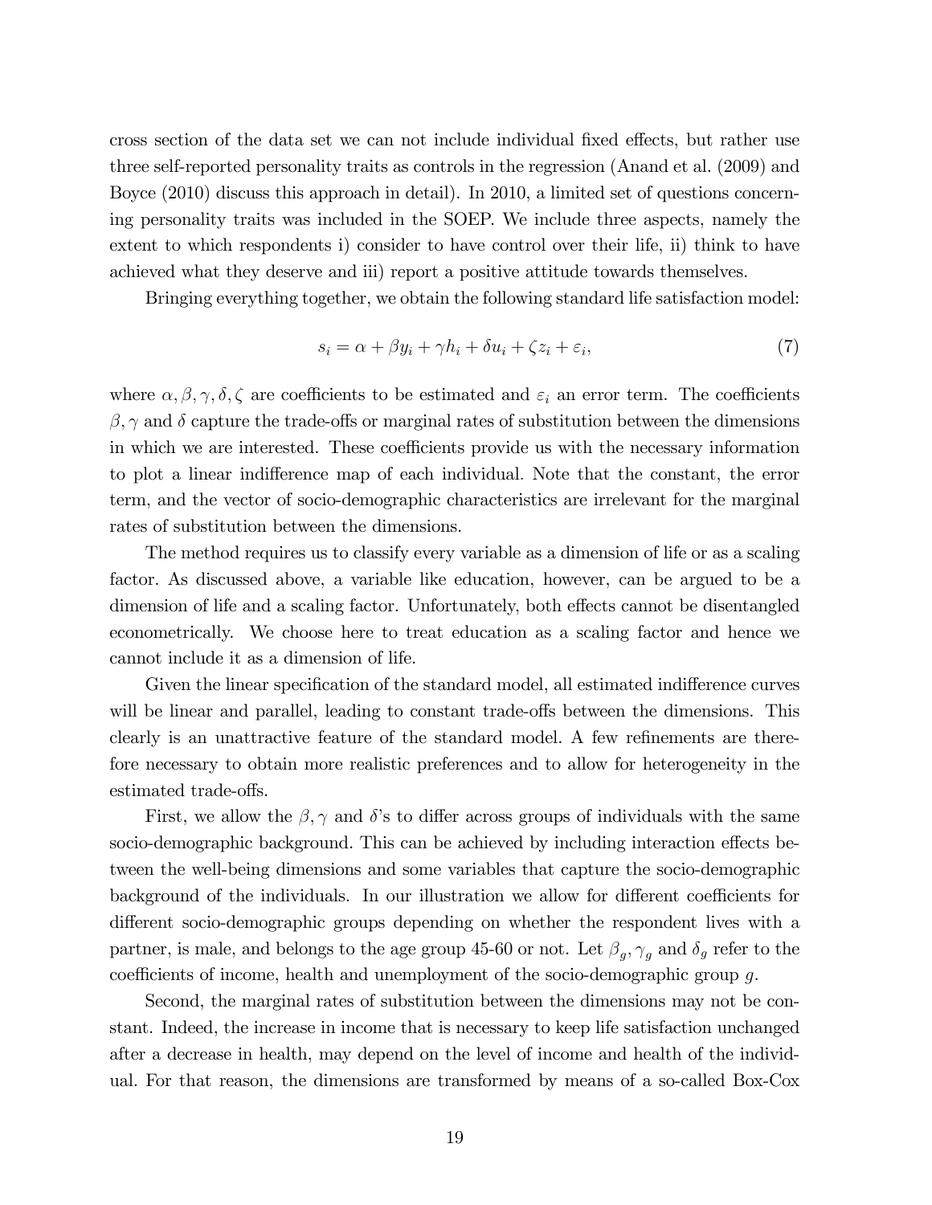cross section of the data set we can not include individual fixed effects, but rather use three self-reported personality traits as controls in the regression (Anand et al. (2009) and Boyce (2010) discuss this approach in detail). In 2010, a limited set of questions concerning personality traits was included in the SOEP. We include three aspects, namely the extent to which respondents i) consider to have control over their life, ii) think to have achieved what they deserve and iii) report a positive attitude towards themselves.

Bringing everything together, we obtain the following standard life satisfaction model:

$$s_i = \alpha + \beta y_i + \gamma h_i + \delta u_i + \zeta z_i + \varepsilon_i, \tag{7}$$

where $\alpha, \beta, \gamma, \delta, \zeta$ are coefficients to be estimated and $\varepsilon_i$ an error term. The coefficients $\beta, \gamma$ and $\delta$ capture the trade-offs or marginal rates of substitution between the dimensions in which we are interested. These coefficients provide us with the necessary information to plot a linear indifference map of each individual. Note that the constant, the error term, and the vector of socio-demographic characteristics are irrelevant for the marginal rates of substitution between the dimensions.

The method requires us to classify every variable as a dimension of life or as a scaling factor. As discussed above, a variable like education, however, can be argued to be a dimension of life and a scaling factor. Unfortunately, both effects cannot be disentangled econometrically. We choose here to treat education as a scaling factor and hence we cannot include it as a dimension of life.

Given the linear specification of the standard model, all estimated indifference curves will be linear and parallel, leading to constant trade-offs between the dimensions. This clearly is an unattractive feature of the standard model. A few refinements are therefore necessary to obtain more realistic preferences and to allow for heterogeneity in the estimated trade-offs.

First, we allow the $\beta, \gamma$ and $\delta$'s to differ across groups of individuals with the same socio-demographic background. This can be achieved by including interaction effects between the well-being dimensions and some variables that capture the socio-demographic background of the individuals. In our illustration we allow for different coefficients for different socio-demographic groups depending on whether the respondent lives with a partner, is male, and belongs to the age group 45-60 or not. Let $\beta_g, \gamma_g$ and $\delta_g$ refer to the coefficients of income, health and unemployment of the socio-demographic group $g$.

Second, the marginal rates of substitution between the dimensions may not be constant. Indeed, the increase in income that is necessary to keep life satisfaction unchanged after a decrease in health, may depend on the level of income and health of the individual. For that reason, the dimensions are transformed by means of a so-called Box-Cox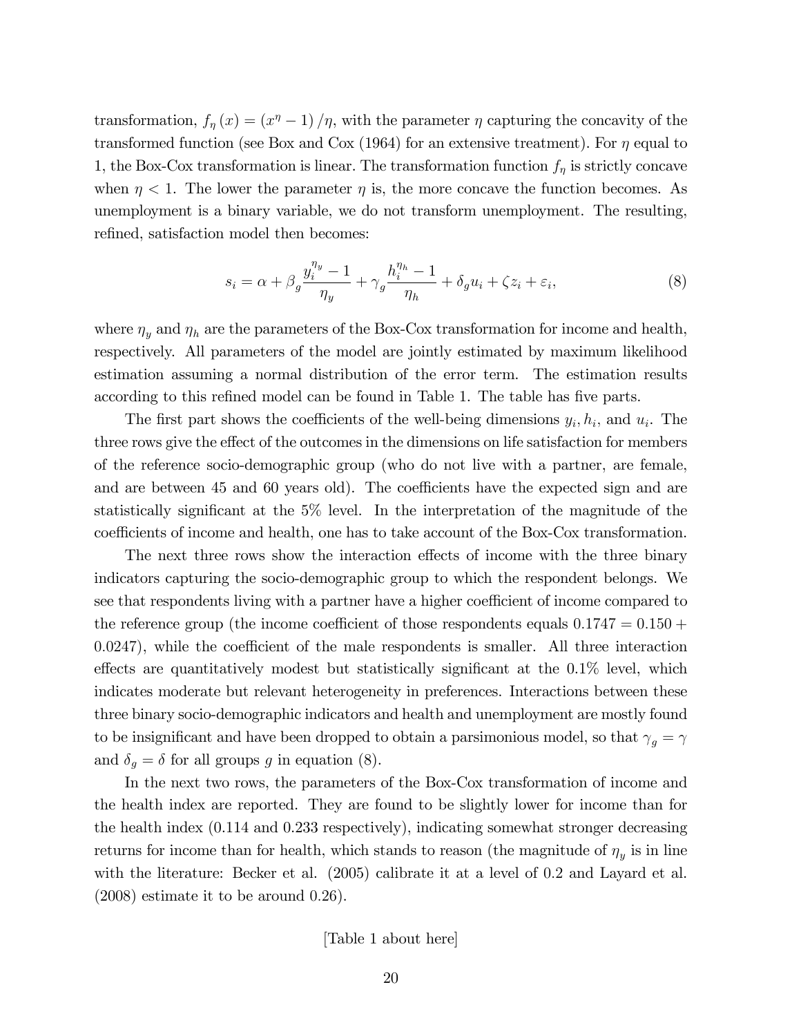transformation, $f_\eta(x) = (x^\eta - 1)/\eta$, with the parameter $\eta$ capturing the concavity of the transformed function (see Box and Cox (1964) for an extensive treatment). For $\eta$ equal to 1, the Box-Cox transformation is linear. The transformation function $f_\eta$ is strictly concave when $\eta < 1$. The lower the parameter $\eta$ is, the more concave the function becomes. As unemployment is a binary variable, we do not transform unemployment. The resulting, refined, satisfaction model then becomes:

$$s_i = \alpha + \beta_g \frac{y_i^{\eta_y} - 1}{\eta_y} + \gamma_g \frac{h_i^{\eta_h} - 1}{\eta_h} + \delta_g u_i + \zeta z_i + \varepsilon_i, \tag{8}$$

where $\eta_y$ and $\eta_h$ are the parameters of the Box-Cox transformation for income and health, respectively. All parameters of the model are jointly estimated by maximum likelihood estimation assuming a normal distribution of the error term. The estimation results according to this refined model can be found in Table 1. The table has five parts.

The first part shows the coefficients of the well-being dimensions $y_i, h_i$, and $u_i$. The three rows give the effect of the outcomes in the dimensions on life satisfaction for members of the reference socio-demographic group (who do not live with a partner, are female, and are between 45 and 60 years old). The coefficients have the expected sign and are statistically significant at the 5% level. In the interpretation of the magnitude of the coefficients of income and health, one has to take account of the Box-Cox transformation.

The next three rows show the interaction effects of income with the three binary indicators capturing the socio-demographic group to which the respondent belongs. We see that respondents living with a partner have a higher coefficient of income compared to the reference group (the income coefficient of those respondents equals $0.1747 = 0.150 + 0.0247$), while the coefficient of the male respondents is smaller. All three interaction effects are quantitatively modest but statistically significant at the 0.1% level, which indicates moderate but relevant heterogeneity in preferences. Interactions between these three binary socio-demographic indicators and health and unemployment are mostly found to be insignificant and have been dropped to obtain a parsimonious model, so that $\gamma_g = \gamma$ and $\delta_g = \delta$ for all groups $g$ in equation (8).

In the next two rows, the parameters of the Box-Cox transformation of income and the health index are reported. They are found to be slightly lower for income than for the health index (0.114 and 0.233 respectively), indicating somewhat stronger decreasing returns for income than for health, which stands to reason (the magnitude of $\eta_y$ is in line with the literature: Becker et al. (2005) calibrate it at a level of 0.2 and Layard et al. (2008) estimate it to be around 0.26).

[Table 1 about here]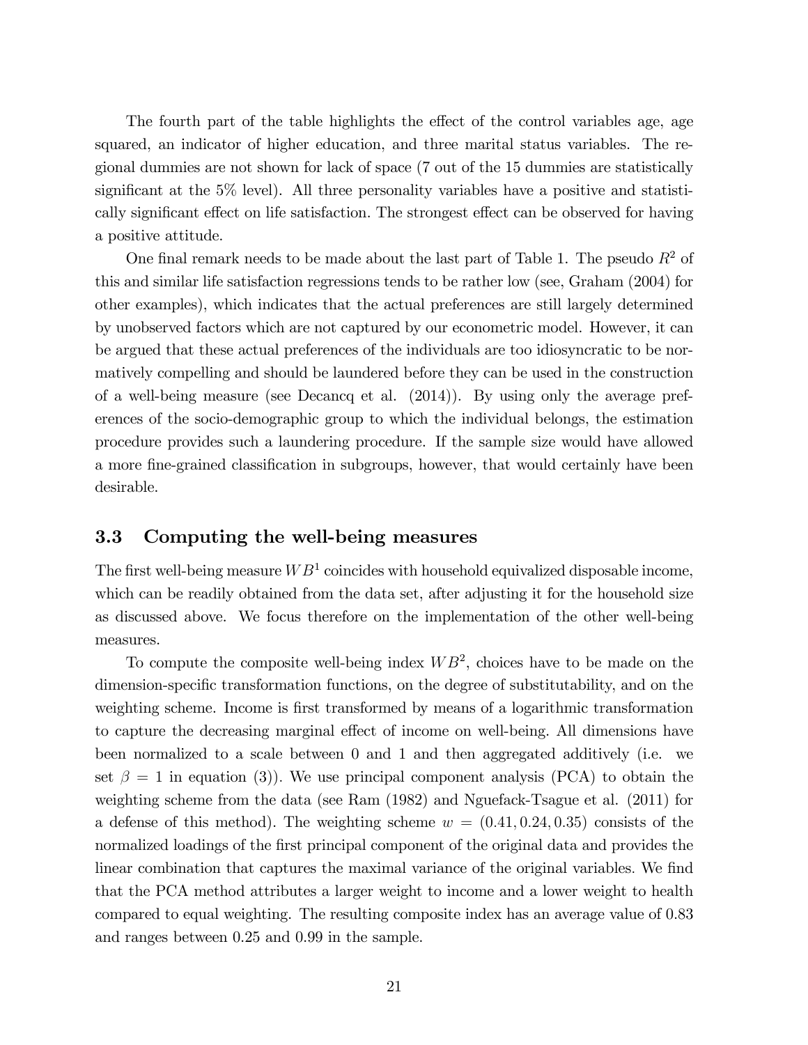The fourth part of the table highlights the effect of the control variables age, age squared, an indicator of higher education, and three marital status variables. The regional dummies are not shown for lack of space (7 out of the 15 dummies are statistically significant at the 5% level). All three personality variables have a positive and statistically significant effect on life satisfaction. The strongest effect can be observed for having a positive attitude.

One final remark needs to be made about the last part of Table 1. The pseudo $R^2$ of this and similar life satisfaction regressions tends to be rather low (see, Graham (2004) for other examples), which indicates that the actual preferences are still largely determined by unobserved factors which are not captured by our econometric model. However, it can be argued that these actual preferences of the individuals are too idiosyncratic to be normatively compelling and should be laundered before they can be used in the construction of a well-being measure (see Decancq et al. (2014)). By using only the average preferences of the socio-demographic group to which the individual belongs, the estimation procedure provides such a laundering procedure. If the sample size would have allowed a more fine-grained classification in subgroups, however, that would certainly have been desirable.

### 3.3 Computing the well-being measures

The first well-being measure $WB^1$ coincides with household equivalized disposable income, which can be readily obtained from the data set, after adjusting it for the household size as discussed above. We focus therefore on the implementation of the other well-being measures.

To compute the composite well-being index $WB^2$, choices have to be made on the dimension-specific transformation functions, on the degree of substitutability, and on the weighting scheme. Income is first transformed by means of a logarithmic transformation to capture the decreasing marginal effect of income on well-being. All dimensions have been normalized to a scale between 0 and 1 and then aggregated additively (i.e. we set $\beta = 1$ in equation (3)). We use principal component analysis (PCA) to obtain the weighting scheme from the data (see Ram (1982) and Nguefack-Tsague et al. (2011) for a defense of this method). The weighting scheme $w = (0.41, 0.24, 0.35)$ consists of the normalized loadings of the first principal component of the original data and provides the linear combination that captures the maximal variance of the original variables. We find that the PCA method attributes a larger weight to income and a lower weight to health compared to equal weighting. The resulting composite index has an average value of 0.83 and ranges between 0.25 and 0.99 in the sample.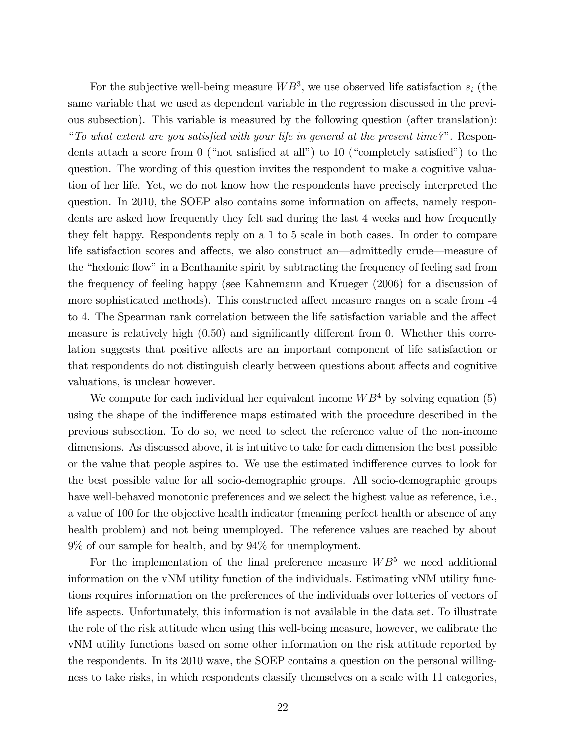For the subjective well-being measure $WB^3$, we use observed life satisfaction $s_i$ (the same variable that we used as dependent variable in the regression discussed in the previous subsection). This variable is measured by the following question (after translation): "*To what extent are you satisfied with your life in general at the present time?*". Respondents attach a score from 0 ("not satisfied at all") to 10 ("completely satisfied") to the question. The wording of this question invites the respondent to make a cognitive valuation of her life. Yet, we do not know how the respondents have precisely interpreted the question. In 2010, the SOEP also contains some information on affects, namely respondents are asked how frequently they felt sad during the last 4 weeks and how frequently they felt happy. Respondents reply on a 1 to 5 scale in both cases. In order to compare life satisfaction scores and affects, we also construct an—admittedly crude—measure of the "hedonic flow" in a Benthamite spirit by subtracting the frequency of feeling sad from the frequency of feeling happy (see Kahnemann and Krueger (2006) for a discussion of more sophisticated methods). This constructed affect measure ranges on a scale from -4 to 4. The Spearman rank correlation between the life satisfaction variable and the affect measure is relatively high (0.50) and significantly different from 0. Whether this correlation suggests that positive affects are an important component of life satisfaction or that respondents do not distinguish clearly between questions about affects and cognitive valuations, is unclear however.

We compute for each individual her equivalent income $WB^4$ by solving equation (5) using the shape of the indifference maps estimated with the procedure described in the previous subsection. To do so, we need to select the reference value of the non-income dimensions. As discussed above, it is intuitive to take for each dimension the best possible or the value that people aspires to. We use the estimated indifference curves to look for the best possible value for all socio-demographic groups. All socio-demographic groups have well-behaved monotonic preferences and we select the highest value as reference, i.e., a value of 100 for the objective health indicator (meaning perfect health or absence of any health problem) and not being unemployed. The reference values are reached by about 9% of our sample for health, and by 94% for unemployment.

For the implementation of the final preference measure $WB^5$ we need additional information on the vNM utility function of the individuals. Estimating vNM utility functions requires information on the preferences of the individuals over lotteries of vectors of life aspects. Unfortunately, this information is not available in the data set. To illustrate the role of the risk attitude when using this well-being measure, however, we calibrate the vNM utility functions based on some other information on the risk attitude reported by the respondents. In its 2010 wave, the SOEP contains a question on the personal willingness to take risks, in which respondents classify themselves on a scale with 11 categories,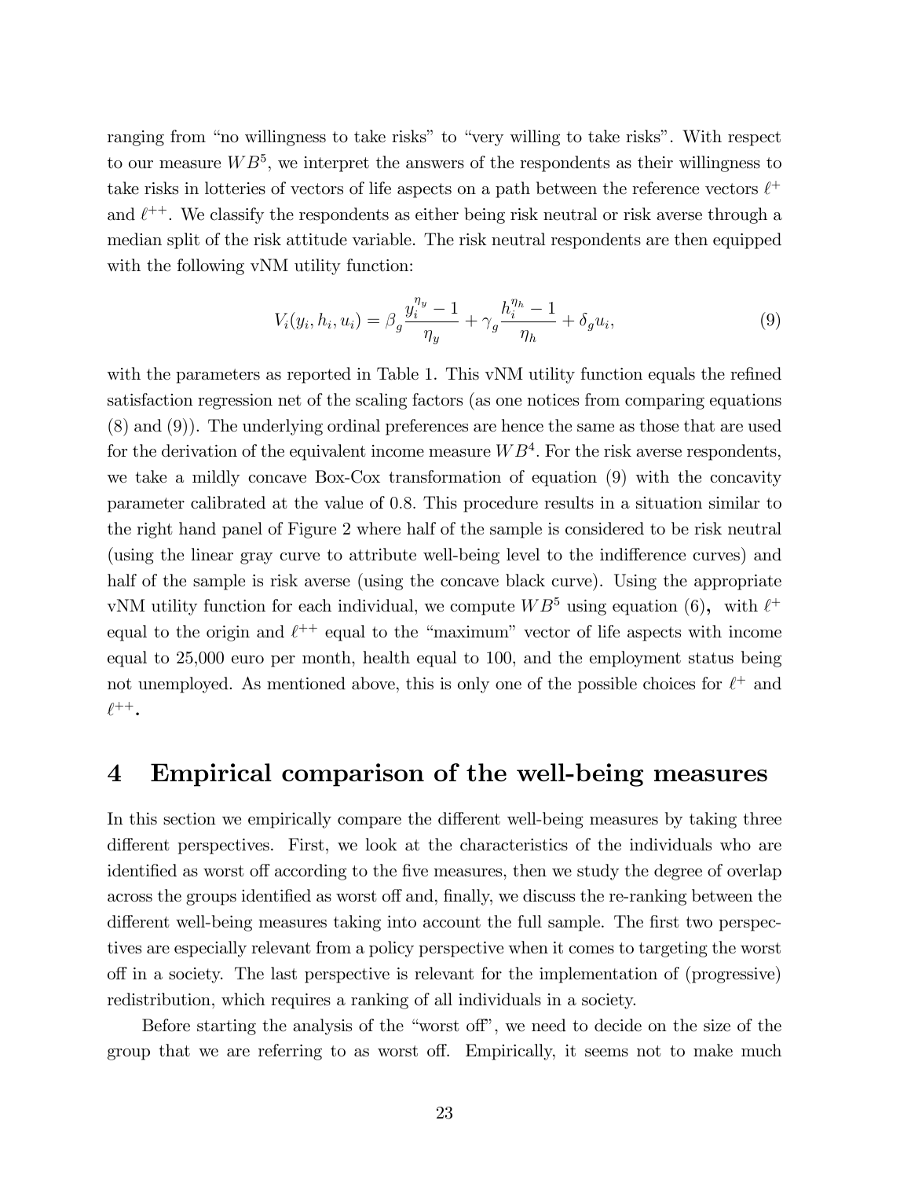ranging from "no willingness to take risks" to "very willing to take risks". With respect to our measure $WB^5$, we interpret the answers of the respondents as their willingness to take risks in lotteries of vectors of life aspects on a path between the reference vectors $\ell^+$ and $\ell^{++}$. We classify the respondents as either being risk neutral or risk averse through a median split of the risk attitude variable. The risk neutral respondents are then equipped with the following vNM utility function:

$$V_i(y_i, h_i, u_i) = \beta_g \frac{y_i^{\eta_y} - 1}{\eta_y} + \gamma_g \frac{h_i^{\eta_h} - 1}{\eta_h} + \delta_g u_i, \tag{9}$$

with the parameters as reported in Table 1. This vNM utility function equals the refined satisfaction regression net of the scaling factors (as one notices from comparing equations (8) and (9)). The underlying ordinal preferences are hence the same as those that are used for the derivation of the equivalent income measure $WB^4$. For the risk averse respondents, we take a mildly concave Box-Cox transformation of equation (9) with the concavity parameter calibrated at the value of 0.8. This procedure results in a situation similar to the right hand panel of Figure 2 where half of the sample is considered to be risk neutral (using the linear gray curve to attribute well-being level to the indifference curves) and half of the sample is risk averse (using the concave black curve). Using the appropriate vNM utility function for each individual, we compute $WB^5$ using equation (6), with $\ell^+$ equal to the origin and $\ell^{++}$ equal to the "maximum" vector of life aspects with income equal to 25,000 euro per month, health equal to 100, and the employment status being not unemployed. As mentioned above, this is only one of the possible choices for $\ell^+$ and $\ell^{++}$.

# 4 Empirical comparison of the well-being measures

In this section we empirically compare the different well-being measures by taking three different perspectives. First, we look at the characteristics of the individuals who are identified as worst off according to the five measures, then we study the degree of overlap across the groups identified as worst off and, finally, we discuss the re-ranking between the different well-being measures taking into account the full sample. The first two perspectives are especially relevant from a policy perspective when it comes to targeting the worst off in a society. The last perspective is relevant for the implementation of (progressive) redistribution, which requires a ranking of all individuals in a society.

Before starting the analysis of the "worst off", we need to decide on the size of the group that we are referring to as worst off. Empirically, it seems not to make much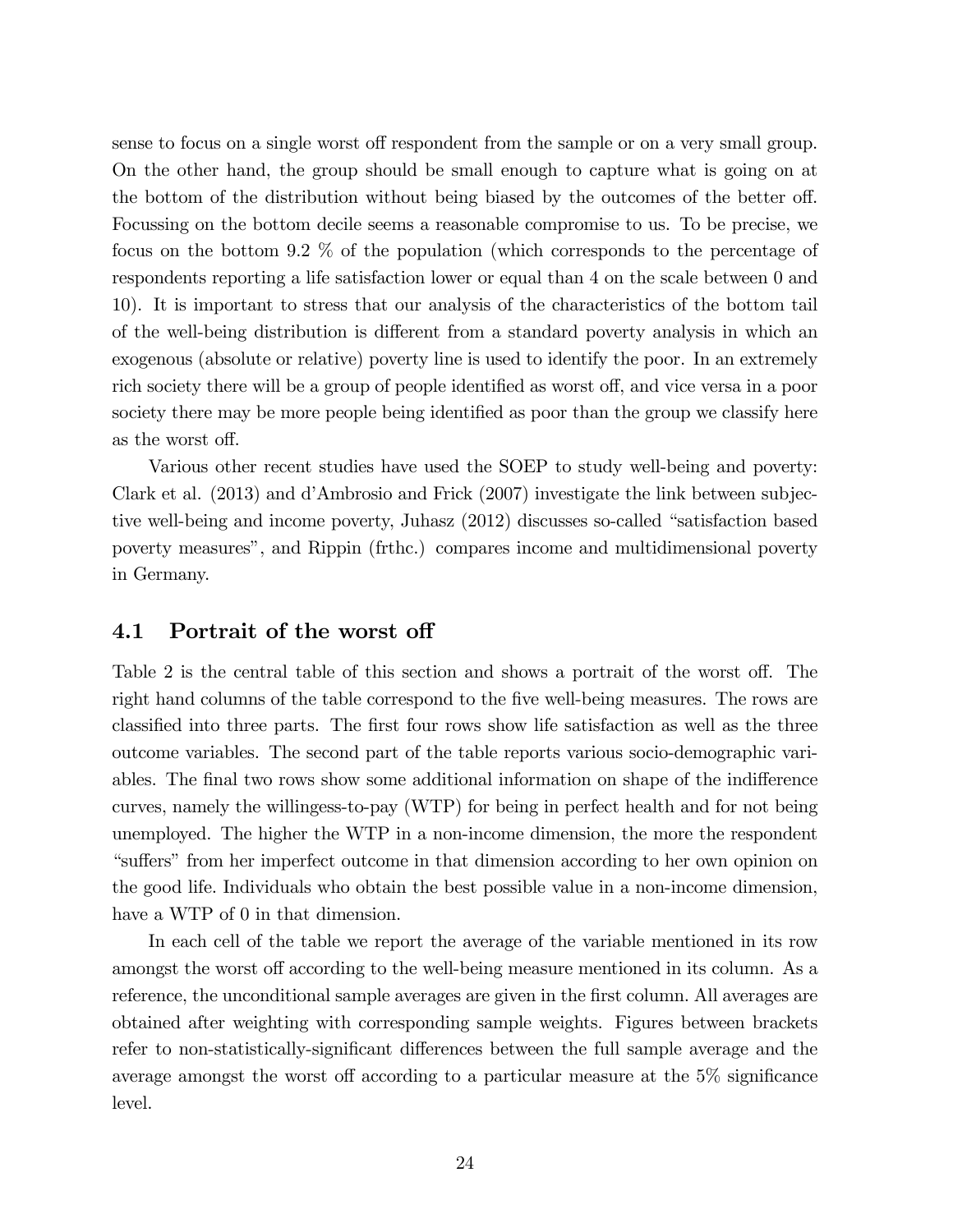sense to focus on a single worst off respondent from the sample or on a very small group. On the other hand, the group should be small enough to capture what is going on at the bottom of the distribution without being biased by the outcomes of the better off. Focussing on the bottom decile seems a reasonable compromise to us. To be precise, we focus on the bottom 9.2 % of the population (which corresponds to the percentage of respondents reporting a life satisfaction lower or equal than 4 on the scale between 0 and 10). It is important to stress that our analysis of the characteristics of the bottom tail of the well-being distribution is different from a standard poverty analysis in which an exogenous (absolute or relative) poverty line is used to identify the poor. In an extremely rich society there will be a group of people identified as worst off, and vice versa in a poor society there may be more people being identified as poor than the group we classify here as the worst off.

Various other recent studies have used the SOEP to study well-being and poverty: Clark et al. (2013) and d'Ambrosio and Frick (2007) investigate the link between subjective well-being and income poverty, Juhasz (2012) discusses so-called "satisfaction based poverty measures", and Rippin (frthc.) compares income and multidimensional poverty in Germany.

## 4.1 Portrait of the worst off

Table 2 is the central table of this section and shows a portrait of the worst off. The right hand columns of the table correspond to the five well-being measures. The rows are classified into three parts. The first four rows show life satisfaction as well as the three outcome variables. The second part of the table reports various socio-demographic variables. The final two rows show some additional information on shape of the indifference curves, namely the willingess-to-pay (WTP) for being in perfect health and for not being unemployed. The higher the WTP in a non-income dimension, the more the respondent "suffers" from her imperfect outcome in that dimension according to her own opinion on the good life. Individuals who obtain the best possible value in a non-income dimension, have a WTP of 0 in that dimension.

In each cell of the table we report the average of the variable mentioned in its row amongst the worst off according to the well-being measure mentioned in its column. As a reference, the unconditional sample averages are given in the first column. All averages are obtained after weighting with corresponding sample weights. Figures between brackets refer to non-statistically-significant differences between the full sample average and the average amongst the worst off according to a particular measure at the 5% significance level.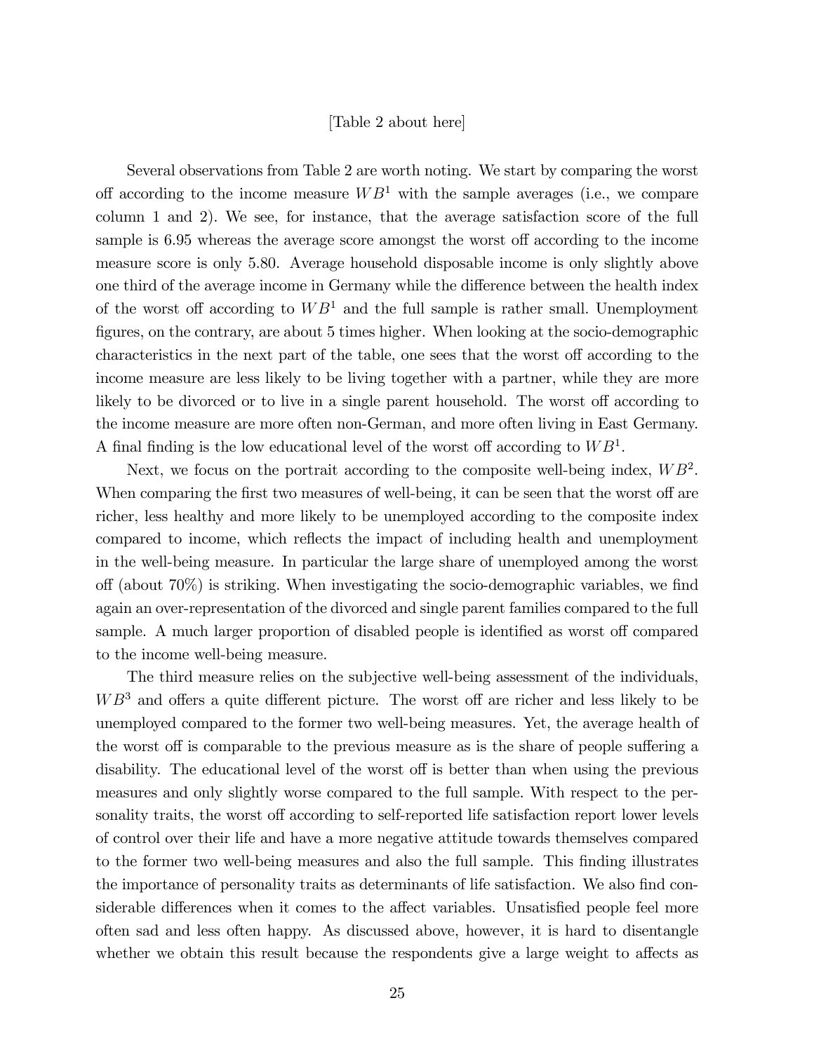[Table 2 about here]

Several observations from Table 2 are worth noting. We start by comparing the worst off according to the income measure $WB^1$ with the sample averages (i.e., we compare column 1 and 2). We see, for instance, that the average satisfaction score of the full sample is 6.95 whereas the average score amongst the worst off according to the income measure score is only 5.80. Average household disposable income is only slightly above one third of the average income in Germany while the difference between the health index of the worst off according to $WB^1$ and the full sample is rather small. Unemployment figures, on the contrary, are about 5 times higher. When looking at the socio-demographic characteristics in the next part of the table, one sees that the worst off according to the income measure are less likely to be living together with a partner, while they are more likely to be divorced or to live in a single parent household. The worst off according to the income measure are more often non-German, and more often living in East Germany. A final finding is the low educational level of the worst off according to $WB^1$.

Next, we focus on the portrait according to the composite well-being index, $WB^2$. When comparing the first two measures of well-being, it can be seen that the worst off are richer, less healthy and more likely to be unemployed according to the composite index compared to income, which reflects the impact of including health and unemployment in the well-being measure. In particular the large share of unemployed among the worst off (about 70%) is striking. When investigating the socio-demographic variables, we find again an over-representation of the divorced and single parent families compared to the full sample. A much larger proportion of disabled people is identified as worst off compared to the income well-being measure.

The third measure relies on the subjective well-being assessment of the individuals, $WB^3$ and offers a quite different picture. The worst off are richer and less likely to be unemployed compared to the former two well-being measures. Yet, the average health of the worst off is comparable to the previous measure as is the share of people suffering a disability. The educational level of the worst off is better than when using the previous measures and only slightly worse compared to the full sample. With respect to the personality traits, the worst off according to self-reported life satisfaction report lower levels of control over their life and have a more negative attitude towards themselves compared to the former two well-being measures and also the full sample. This finding illustrates the importance of personality traits as determinants of life satisfaction. We also find considerable differences when it comes to the affect variables. Unsatisfied people feel more often sad and less often happy. As discussed above, however, it is hard to disentangle whether we obtain this result because the respondents give a large weight to affects as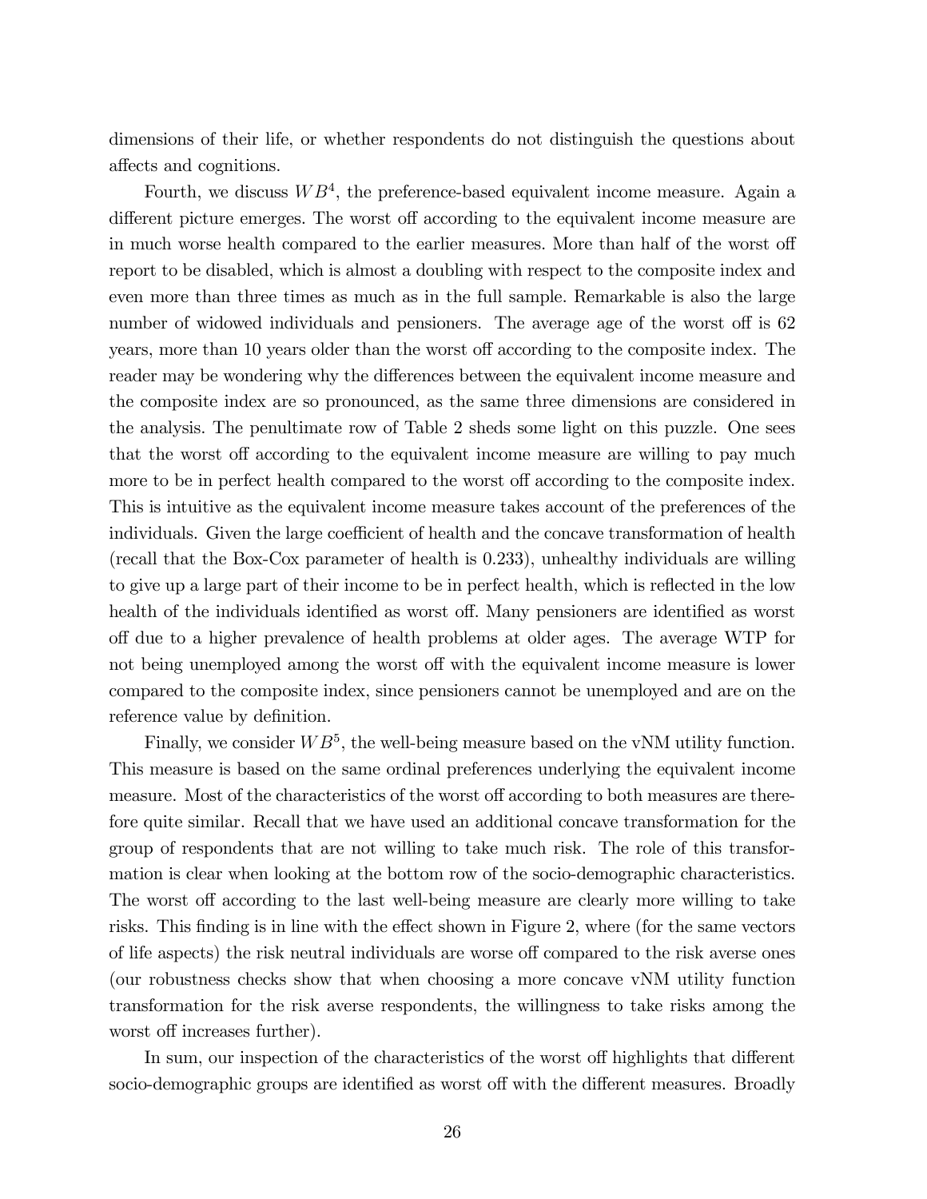dimensions of their life, or whether respondents do not distinguish the questions about affects and cognitions.

Fourth, we discuss $WB^4$, the preference-based equivalent income measure. Again a different picture emerges. The worst off according to the equivalent income measure are in much worse health compared to the earlier measures. More than half of the worst off report to be disabled, which is almost a doubling with respect to the composite index and even more than three times as much as in the full sample. Remarkable is also the large number of widowed individuals and pensioners. The average age of the worst off is 62 years, more than 10 years older than the worst off according to the composite index. The reader may be wondering why the differences between the equivalent income measure and the composite index are so pronounced, as the same three dimensions are considered in the analysis. The penultimate row of Table 2 sheds some light on this puzzle. One sees that the worst off according to the equivalent income measure are willing to pay much more to be in perfect health compared to the worst off according to the composite index. This is intuitive as the equivalent income measure takes account of the preferences of the individuals. Given the large coefficient of health and the concave transformation of health (recall that the Box-Cox parameter of health is 0.233), unhealthy individuals are willing to give up a large part of their income to be in perfect health, which is reflected in the low health of the individuals identified as worst off. Many pensioners are identified as worst off due to a higher prevalence of health problems at older ages. The average WTP for not being unemployed among the worst off with the equivalent income measure is lower compared to the composite index, since pensioners cannot be unemployed and are on the reference value by definition.

Finally, we consider $WB^5$, the well-being measure based on the vNM utility function. This measure is based on the same ordinal preferences underlying the equivalent income measure. Most of the characteristics of the worst off according to both measures are therefore quite similar. Recall that we have used an additional concave transformation for the group of respondents that are not willing to take much risk. The role of this transformation is clear when looking at the bottom row of the socio-demographic characteristics. The worst off according to the last well-being measure are clearly more willing to take risks. This finding is in line with the effect shown in Figure 2, where (for the same vectors of life aspects) the risk neutral individuals are worse off compared to the risk averse ones (our robustness checks show that when choosing a more concave vNM utility function transformation for the risk averse respondents, the willingness to take risks among the worst off increases further).

In sum, our inspection of the characteristics of the worst off highlights that different socio-demographic groups are identified as worst off with the different measures. Broadly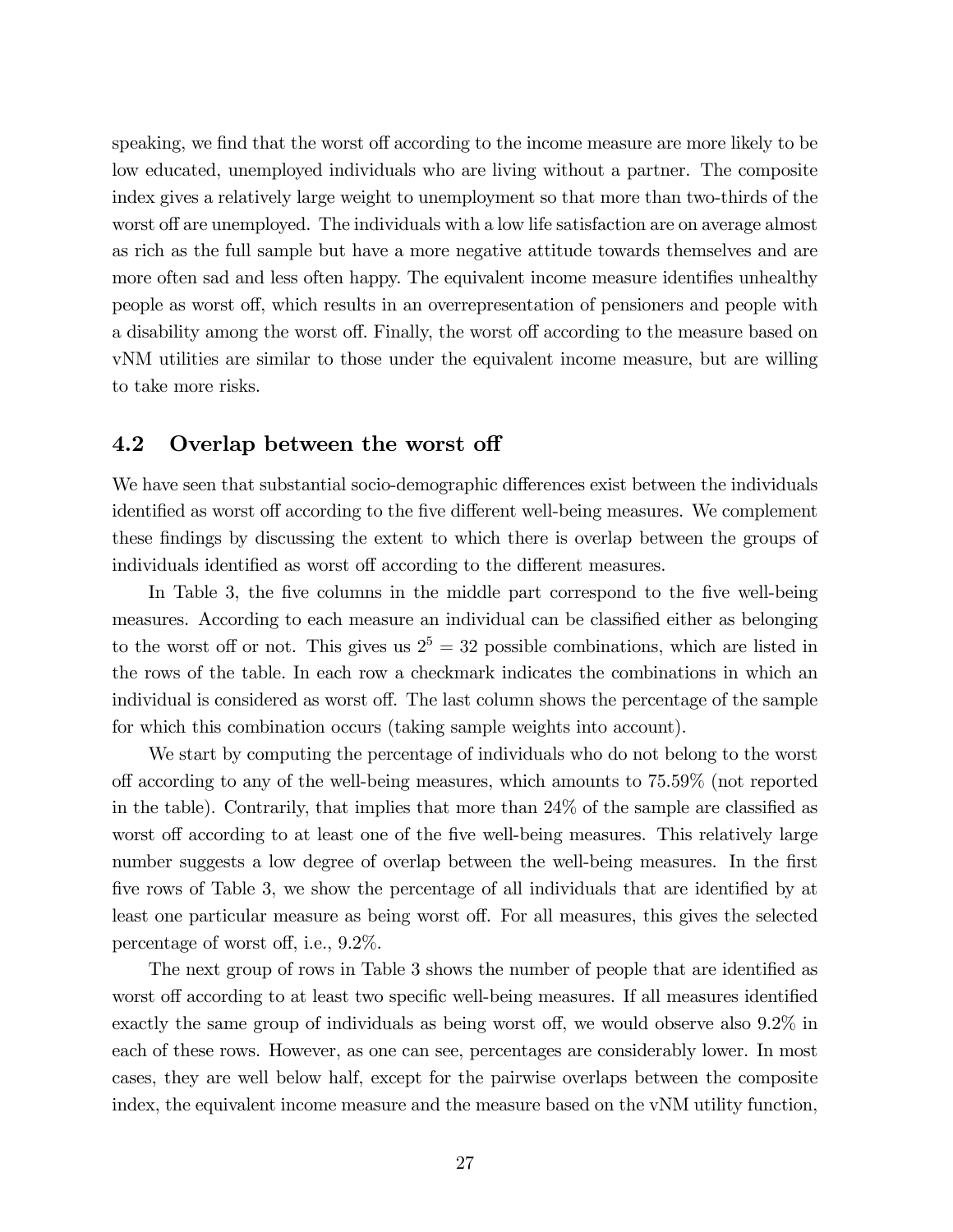speaking, we find that the worst off according to the income measure are more likely to be low educated, unemployed individuals who are living without a partner. The composite index gives a relatively large weight to unemployment so that more than two-thirds of the worst off are unemployed. The individuals with a low life satisfaction are on average almost as rich as the full sample but have a more negative attitude towards themselves and are more often sad and less often happy. The equivalent income measure identifies unhealthy people as worst off, which results in an overrepresentation of pensioners and people with a disability among the worst off. Finally, the worst off according to the measure based on vNM utilities are similar to those under the equivalent income measure, but are willing to take more risks.

## 4.2 Overlap between the worst off

We have seen that substantial socio-demographic differences exist between the individuals identified as worst off according to the five different well-being measures. We complement these findings by discussing the extent to which there is overlap between the groups of individuals identified as worst off according to the different measures.

In Table 3, the five columns in the middle part correspond to the five well-being measures. According to each measure an individual can be classified either as belonging to the worst off or not. This gives us $2^5 = 32$ possible combinations, which are listed in the rows of the table. In each row a checkmark indicates the combinations in which an individual is considered as worst off. The last column shows the percentage of the sample for which this combination occurs (taking sample weights into account).

We start by computing the percentage of individuals who do not belong to the worst off according to any of the well-being measures, which amounts to 75.59% (not reported in the table). Contrarily, that implies that more than 24% of the sample are classified as worst off according to at least one of the five well-being measures. This relatively large number suggests a low degree of overlap between the well-being measures. In the first five rows of Table 3, we show the percentage of all individuals that are identified by at least one particular measure as being worst off. For all measures, this gives the selected percentage of worst off, i.e., 9.2%.

The next group of rows in Table 3 shows the number of people that are identified as worst off according to at least two specific well-being measures. If all measures identified exactly the same group of individuals as being worst off, we would observe also 9.2% in each of these rows. However, as one can see, percentages are considerably lower. In most cases, they are well below half, except for the pairwise overlaps between the composite index, the equivalent income measure and the measure based on the vNM utility function,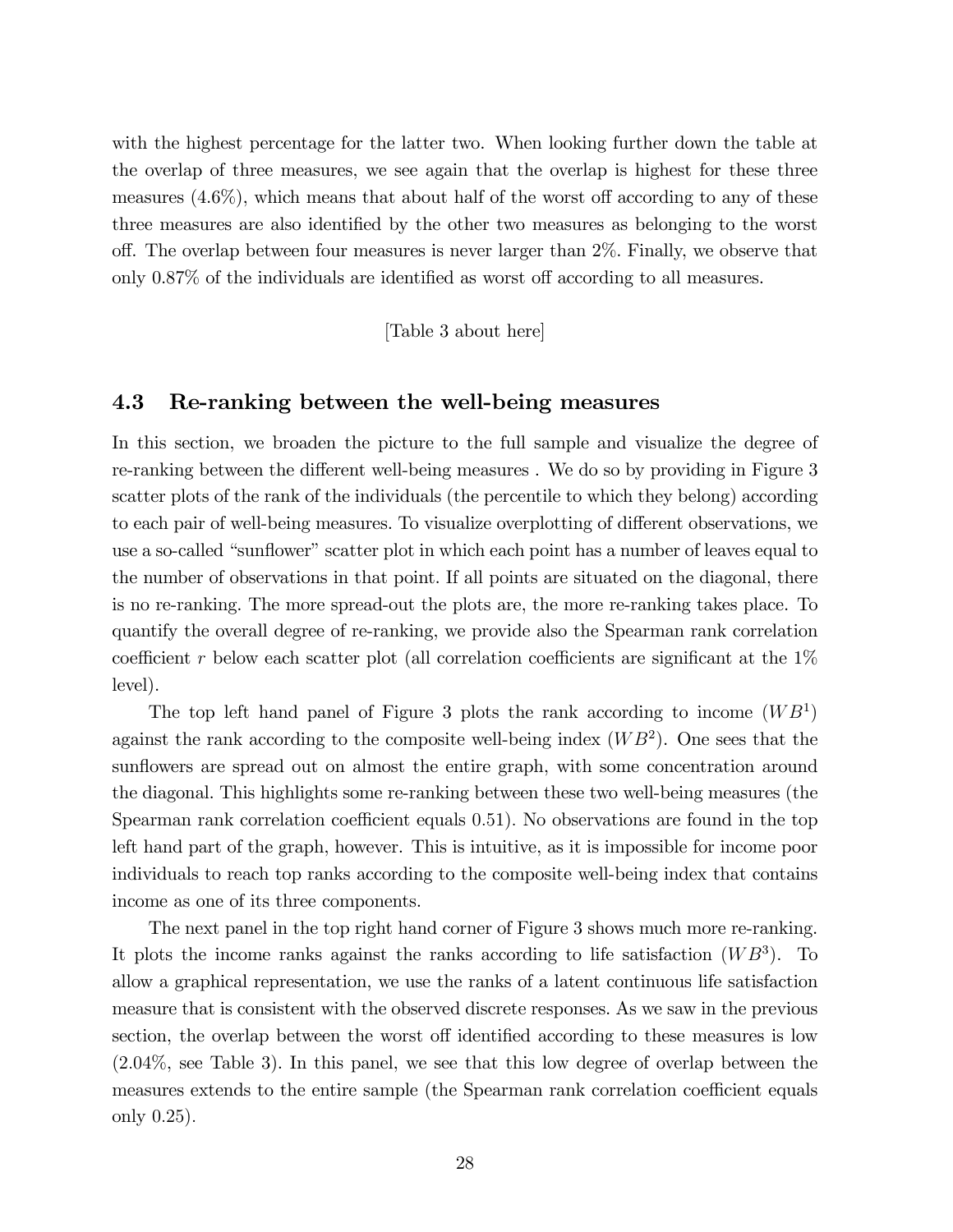with the highest percentage for the latter two. When looking further down the table at the overlap of three measures, we see again that the overlap is highest for these three measures (4.6%), which means that about half of the worst off according to any of these three measures are also identified by the other two measures as belonging to the worst off. The overlap between four measures is never larger than 2%. Finally, we observe that only 0.87% of the individuals are identified as worst off according to all measures.

[Table 3 about here]

### 4.3 Re-ranking between the well-being measures

In this section, we broaden the picture to the full sample and visualize the degree of re-ranking between the different well-being measures . We do so by providing in Figure 3 scatter plots of the rank of the individuals (the percentile to which they belong) according to each pair of well-being measures. To visualize overplotting of different observations, we use a so-called "sunflower" scatter plot in which each point has a number of leaves equal to the number of observations in that point. If all points are situated on the diagonal, there is no re-ranking. The more spread-out the plots are, the more re-ranking takes place. To quantify the overall degree of re-ranking, we provide also the Spearman rank correlation coefficient $r$ below each scatter plot (all correlation coefficients are significant at the 1% level).

The top left hand panel of Figure 3 plots the rank according to income ($WB^1$) against the rank according to the composite well-being index ($WB^2$). One sees that the sunflowers are spread out on almost the entire graph, with some concentration around the diagonal. This highlights some re-ranking between these two well-being measures (the Spearman rank correlation coefficient equals 0.51). No observations are found in the top left hand part of the graph, however. This is intuitive, as it is impossible for income poor individuals to reach top ranks according to the composite well-being index that contains income as one of its three components.

The next panel in the top right hand corner of Figure 3 shows much more re-ranking. It plots the income ranks against the ranks according to life satisfaction ($WB^3$). To allow a graphical representation, we use the ranks of a latent continuous life satisfaction measure that is consistent with the observed discrete responses. As we saw in the previous section, the overlap between the worst off identified according to these measures is low (2.04%, see Table 3). In this panel, we see that this low degree of overlap between the measures extends to the entire sample (the Spearman rank correlation coefficient equals only 0.25).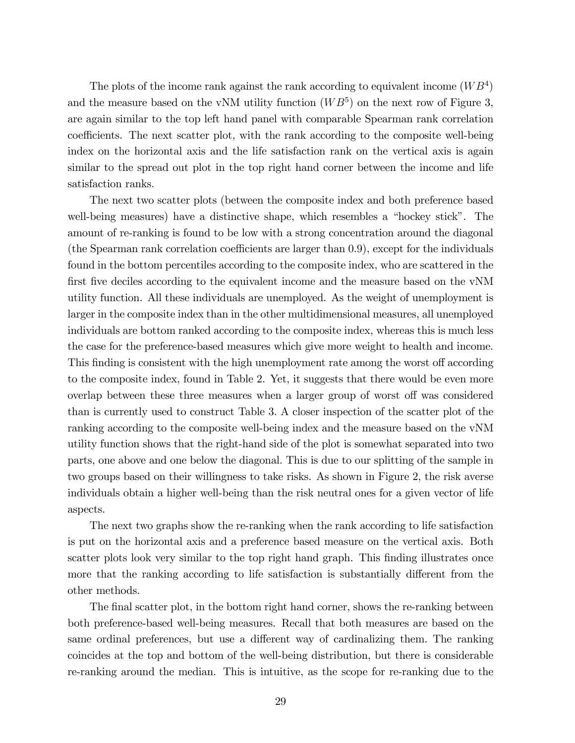The plots of the income rank against the rank according to equivalent income ($WB^4$) and the measure based on the vNM utility function ($WB^5$) on the next row of Figure 3, are again similar to the top left hand panel with comparable Spearman rank correlation coefficients. The next scatter plot, with the rank according to the composite well-being index on the horizontal axis and the life satisfaction rank on the vertical axis is again similar to the spread out plot in the top right hand corner between the income and life satisfaction ranks.

The next two scatter plots (between the composite index and both preference based well-being measures) have a distinctive shape, which resembles a "hockey stick". The amount of re-ranking is found to be low with a strong concentration around the diagonal (the Spearman rank correlation coefficients are larger than 0.9), except for the individuals found in the bottom percentiles according to the composite index, who are scattered in the first five deciles according to the equivalent income and the measure based on the vNM utility function. All these individuals are unemployed. As the weight of unemployment is larger in the composite index than in the other multidimensional measures, all unemployed individuals are bottom ranked according to the composite index, whereas this is much less the case for the preference-based measures which give more weight to health and income. This finding is consistent with the high unemployment rate among the worst off according to the composite index, found in Table 2. Yet, it suggests that there would be even more overlap between these three measures when a larger group of worst off was considered than is currently used to construct Table 3. A closer inspection of the scatter plot of the ranking according to the composite well-being index and the measure based on the vNM utility function shows that the right-hand side of the plot is somewhat separated into two parts, one above and one below the diagonal. This is due to our splitting of the sample in two groups based on their willingness to take risks. As shown in Figure 2, the risk averse individuals obtain a higher well-being than the risk neutral ones for a given vector of life aspects.

The next two graphs show the re-ranking when the rank according to life satisfaction is put on the horizontal axis and a preference based measure on the vertical axis. Both scatter plots look very similar to the top right hand graph. This finding illustrates once more that the ranking according to life satisfaction is substantially different from the other methods.

The final scatter plot, in the bottom right hand corner, shows the re-ranking between both preference-based well-being measures. Recall that both measures are based on the same ordinal preferences, but use a different way of cardinalizing them. The ranking coincides at the top and bottom of the well-being distribution, but there is considerable re-ranking around the median. This is intuitive, as the scope for re-ranking due to the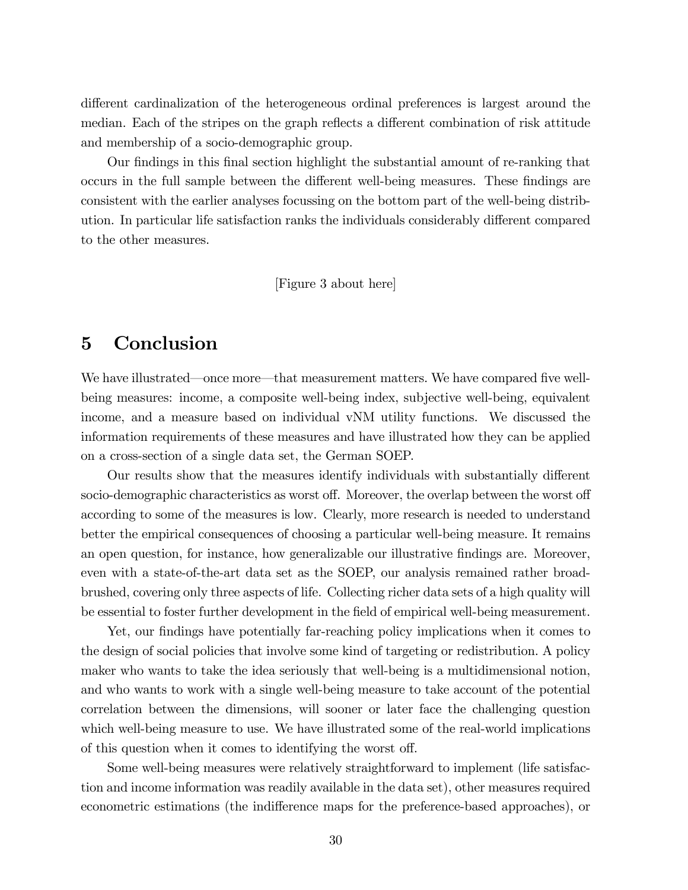different cardinalization of the heterogeneous ordinal preferences is largest around the median. Each of the stripes on the graph reflects a different combination of risk attitude and membership of a socio-demographic group.

Our findings in this final section highlight the substantial amount of re-ranking that occurs in the full sample between the different well-being measures. These findings are consistent with the earlier analyses focussing on the bottom part of the well-being distribution. In particular life satisfaction ranks the individuals considerably different compared to the other measures.

[Figure 3 about here]

# 5 Conclusion

We have illustrated—once more—that measurement matters. We have compared five well-being measures: income, a composite well-being index, subjective well-being, equivalent income, and a measure based on individual vNM utility functions. We discussed the information requirements of these measures and have illustrated how they can be applied on a cross-section of a single data set, the German SOEP.

Our results show that the measures identify individuals with substantially different socio-demographic characteristics as worst off. Moreover, the overlap between the worst off according to some of the measures is low. Clearly, more research is needed to understand better the empirical consequences of choosing a particular well-being measure. It remains an open question, for instance, how generalizable our illustrative findings are. Moreover, even with a state-of-the-art data set as the SOEP, our analysis remained rather broad-brushed, covering only three aspects of life. Collecting richer data sets of a high quality will be essential to foster further development in the field of empirical well-being measurement.

Yet, our findings have potentially far-reaching policy implications when it comes to the design of social policies that involve some kind of targeting or redistribution. A policy maker who wants to take the idea seriously that well-being is a multidimensional notion, and who wants to work with a single well-being measure to take account of the potential correlation between the dimensions, will sooner or later face the challenging question which well-being measure to use. We have illustrated some of the real-world implications of this question when it comes to identifying the worst off.

Some well-being measures were relatively straightforward to implement (life satisfaction and income information was readily available in the data set), other measures required econometric estimations (the indifference maps for the preference-based approaches), or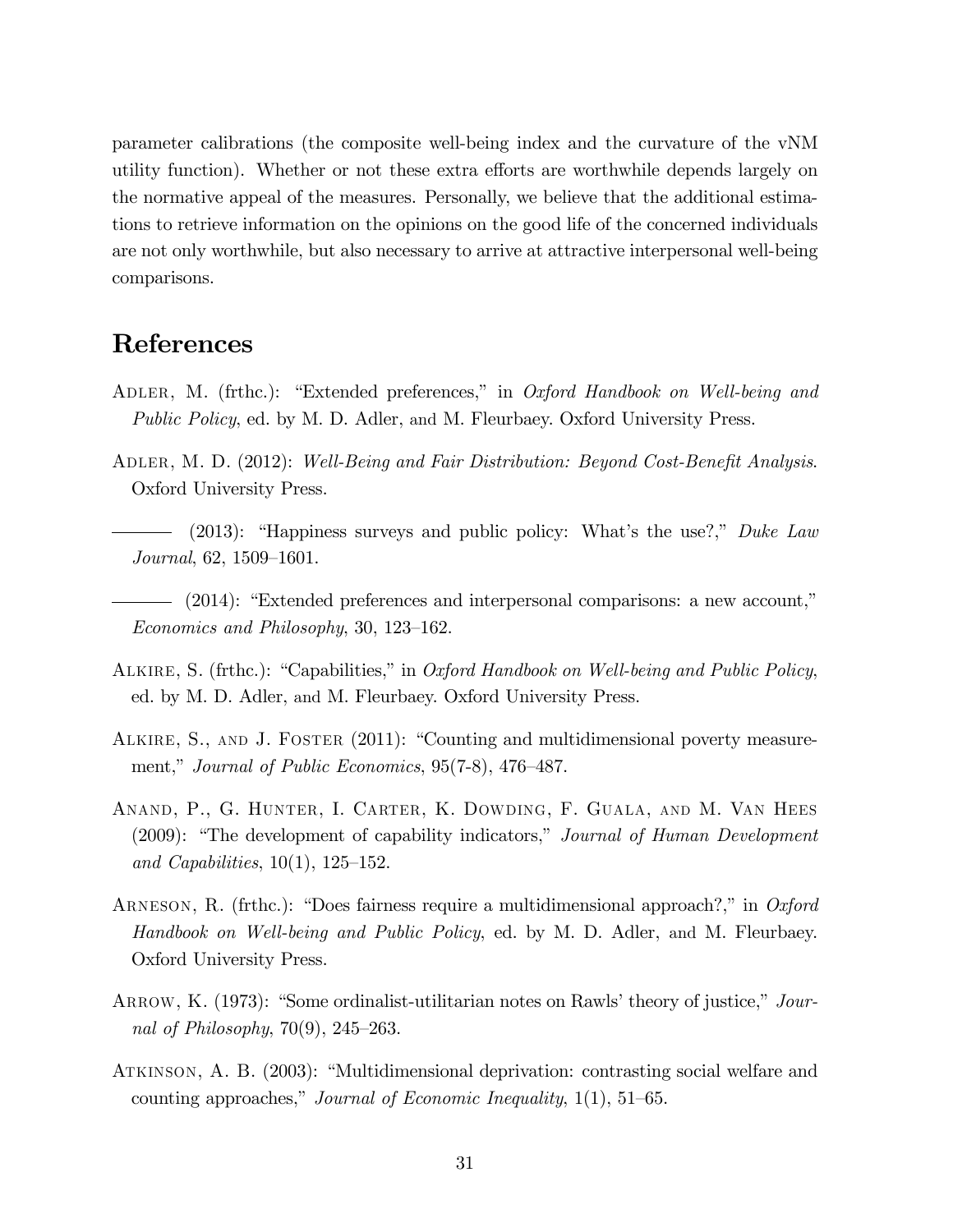parameter calibrations (the composite well-being index and the curvature of the vNM utility function). Whether or not these extra efforts are worthwhile depends largely on the normative appeal of the measures. Personally, we believe that the additional estimations to retrieve information on the opinions on the good life of the concerned individuals are not only worthwhile, but also necessary to arrive at attractive interpersonal well-being comparisons.

# References

Adler, M. (frthc.): "Extended preferences," in *Oxford Handbook on Well-being and Public Policy*, ed. by M. D. Adler, and M. Fleurbaey. Oxford University Press.

Adler, M. D. (2012): *Well-Being and Fair Distribution: Beyond Cost-Benefit Analysis*. Oxford University Press.

——— (2013): "Happiness surveys and public policy: What's the use?," *Duke Law Journal*, 62, 1509–1601.

——— (2014): "Extended preferences and interpersonal comparisons: a new account," *Economics and Philosophy*, 30, 123–162.

Alkire, S. (frthc.): "Capabilities," in *Oxford Handbook on Well-being and Public Policy*, ed. by M. D. Adler, and M. Fleurbaey. Oxford University Press.

Alkire, S., and J. Foster (2011): "Counting and multidimensional poverty measurement," *Journal of Public Economics*, 95(7-8), 476–487.

Anand, P., G. Hunter, I. Carter, K. Dowding, F. Guala, and M. Van Hees (2009): "The development of capability indicators," *Journal of Human Development and Capabilities*, 10(1), 125–152.

Arneson, R. (frthc.): "Does fairness require a multidimensional approach?," in *Oxford Handbook on Well-being and Public Policy*, ed. by M. D. Adler, and M. Fleurbaey. Oxford University Press.

Arrow, K. (1973): "Some ordinalist-utilitarian notes on Rawls' theory of justice," *Journal of Philosophy*, 70(9), 245–263.

Atkinson, A. B. (2003): "Multidimensional deprivation: contrasting social welfare and counting approaches," *Journal of Economic Inequality*, 1(1), 51–65.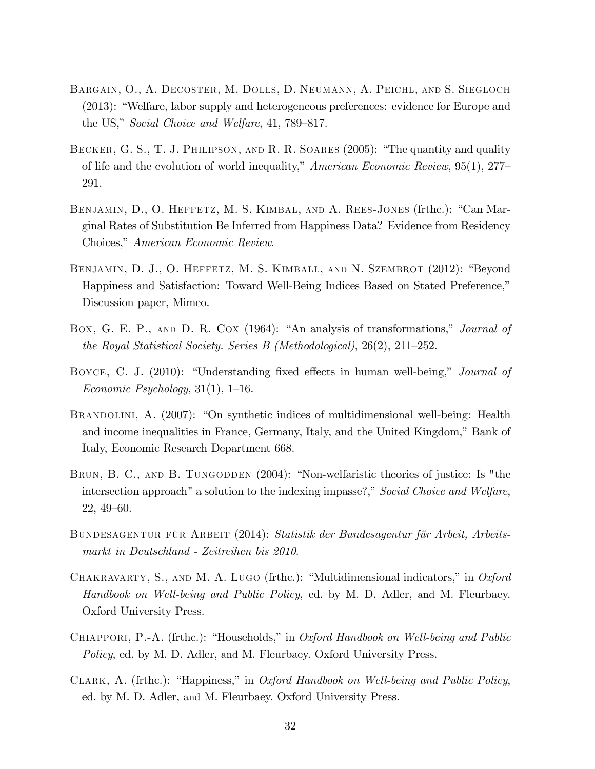Bargain, O., A. Decoster, M. Dolls, D. Neumann, A. Peichl, and S. Siegloch (2013): "Welfare, labor supply and heterogeneous preferences: evidence for Europe and the US," *Social Choice and Welfare*, 41, 789–817.

Becker, G. S., T. J. Philipson, and R. R. Soares (2005): "The quantity and quality of life and the evolution of world inequality," *American Economic Review*, 95(1), 277–291.

Benjamin, D., O. Heffetz, M. S. Kimbal, and A. Rees-Jones (frthc.): "Can Marginal Rates of Substitution Be Inferred from Happiness Data? Evidence from Residency Choices," *American Economic Review*.

Benjamin, D. J., O. Heffetz, M. S. Kimball, and N. Szembrot (2012): "Beyond Happiness and Satisfaction: Toward Well-Being Indices Based on Stated Preference," Discussion paper, Mimeo.

Box, G. E. P., and D. R. Cox (1964): "An analysis of transformations," *Journal of the Royal Statistical Society. Series B (Methodological)*, 26(2), 211–252.

Boyce, C. J. (2010): "Understanding fixed effects in human well-being," *Journal of Economic Psychology*, 31(1), 1–16.

Brandolini, A. (2007): "On synthetic indices of multidimensional well-being: Health and income inequalities in France, Germany, Italy, and the United Kingdom," Bank of Italy, Economic Research Department 668.

Brun, B. C., and B. Tungodden (2004): "Non-welfaristic theories of justice: Is "the intersection approach" a solution to the indexing impasse?," *Social Choice and Welfare*, 22, 49–60.

Bundesagentur für Arbeit (2014): *Statistik der Bundesagentur für Arbeit, Arbeitsmarkt in Deutschland - Zeitreihen bis 2010*.

Chakravarty, S., and M. A. Lugo (frthc.): "Multidimensional indicators," in *Oxford Handbook on Well-being and Public Policy*, ed. by M. D. Adler, and M. Fleurbaey. Oxford University Press.

Chiappori, P.-A. (frthc.): "Households," in *Oxford Handbook on Well-being and Public Policy*, ed. by M. D. Adler, and M. Fleurbaey. Oxford University Press.

Clark, A. (frthc.): "Happiness," in *Oxford Handbook on Well-being and Public Policy*, ed. by M. D. Adler, and M. Fleurbaey. Oxford University Press.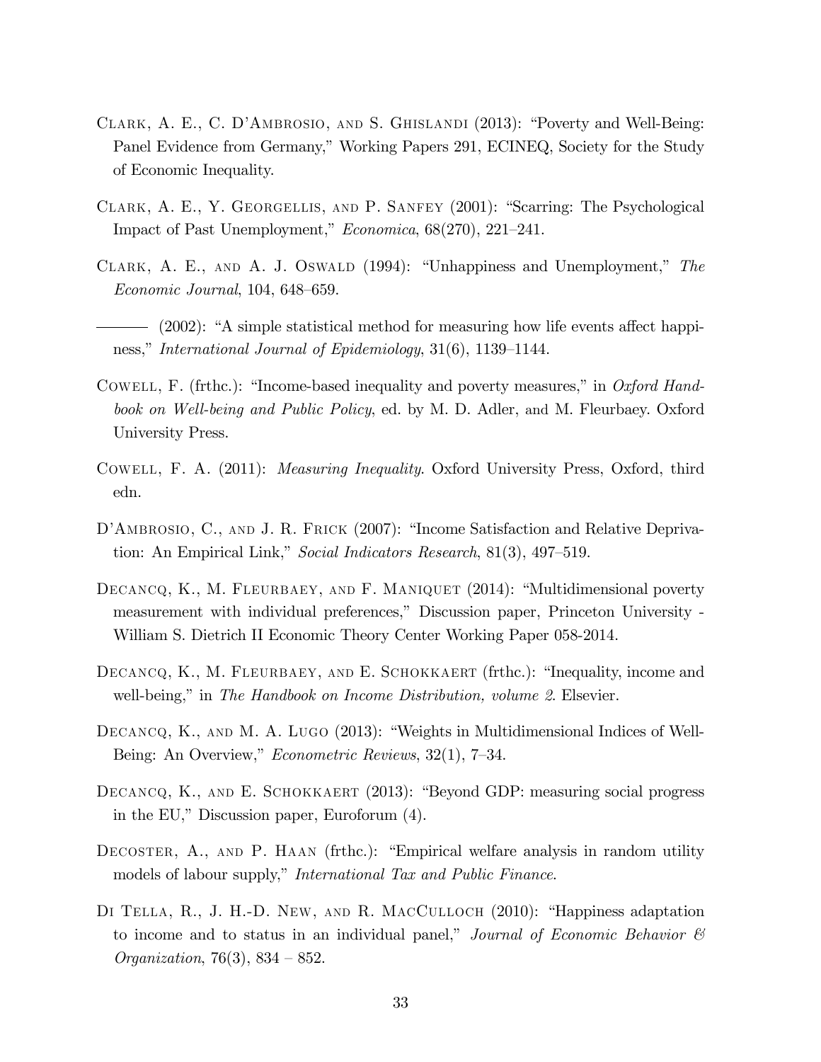Clark, A. E., C. D'Ambrosio, and S. Ghislandi (2013): "Poverty and Well-Being: Panel Evidence from Germany," Working Papers 291, ECINEQ, Society for the Study of Economic Inequality.

Clark, A. E., Y. Georgellis, and P. Sanfey (2001): "Scarring: The Psychological Impact of Past Unemployment," *Economica*, 68(270), 221–241.

Clark, A. E., and A. J. Oswald (1994): "Unhappiness and Unemployment," *The Economic Journal*, 104, 648–659.

——— (2002): "A simple statistical method for measuring how life events affect happiness," *International Journal of Epidemiology*, 31(6), 1139–1144.

Cowell, F. (frthc.): "Income-based inequality and poverty measures," in *Oxford Handbook on Well-being and Public Policy*, ed. by M. D. Adler, and M. Fleurbaey. Oxford University Press.

Cowell, F. A. (2011): *Measuring Inequality*. Oxford University Press, Oxford, third edn.

D'Ambrosio, C., and J. R. Frick (2007): "Income Satisfaction and Relative Deprivation: An Empirical Link," *Social Indicators Research*, 81(3), 497–519.

Decancq, K., M. Fleurbaey, and F. Maniquet (2014): "Multidimensional poverty measurement with individual preferences," Discussion paper, Princeton University - William S. Dietrich II Economic Theory Center Working Paper 058-2014.

Decancq, K., M. Fleurbaey, and E. Schokkaert (frthc.): "Inequality, income and well-being," in *The Handbook on Income Distribution, volume 2*. Elsevier.

Decancq, K., and M. A. Lugo (2013): "Weights in Multidimensional Indices of Well-Being: An Overview," *Econometric Reviews*, 32(1), 7–34.

Decancq, K., and E. Schokkaert (2013): "Beyond GDP: measuring social progress in the EU," Discussion paper, Euroforum (4).

Decoster, A., and P. Haan (frthc.): "Empirical welfare analysis in random utility models of labour supply," *International Tax and Public Finance*.

Di Tella, R., J. H.-D. New, and R. MacCulloch (2010): "Happiness adaptation to income and to status in an individual panel," *Journal of Economic Behavior & Organization*, 76(3), 834 – 852.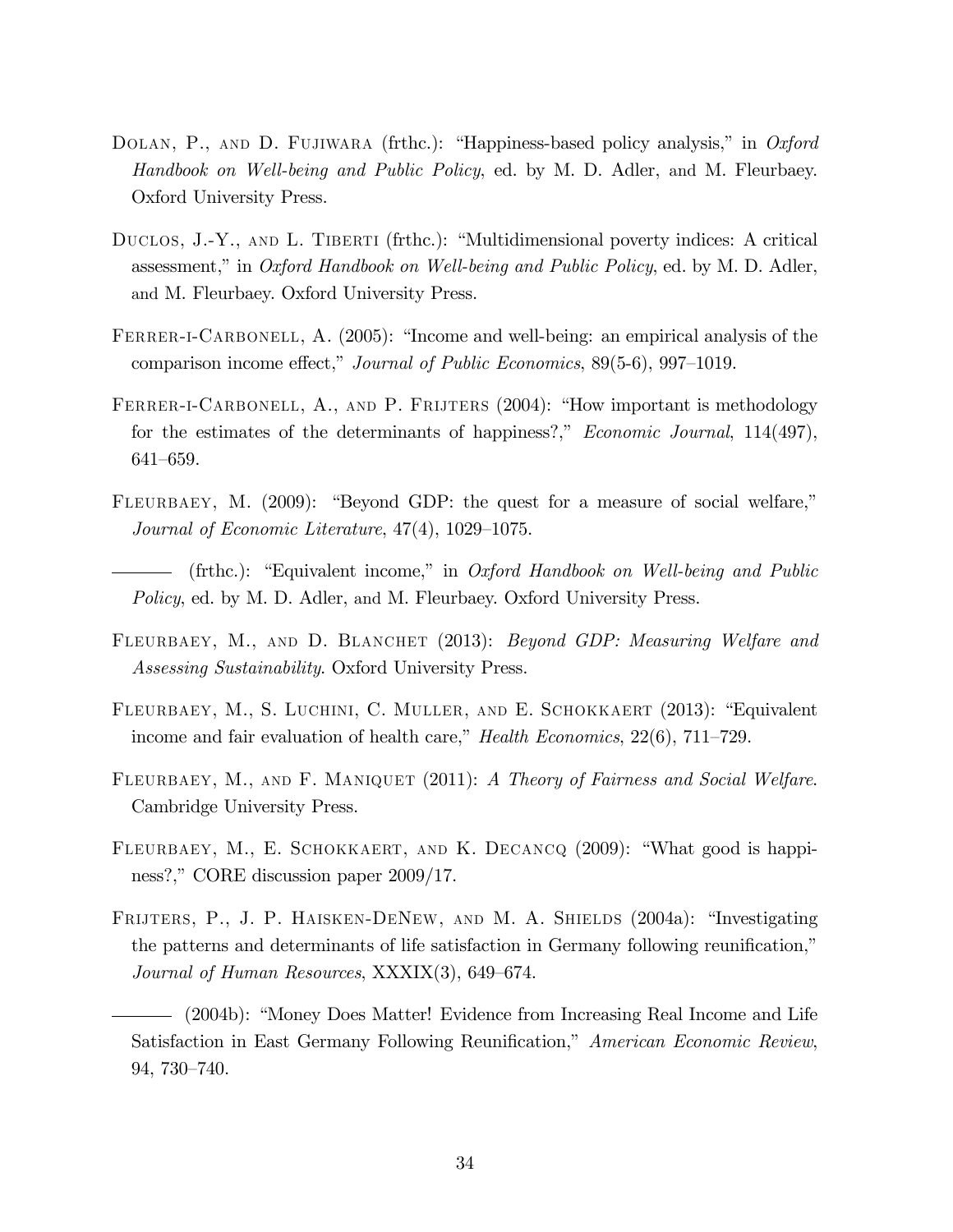Dolan, P., and D. Fujiwara (frthc.): "Happiness-based policy analysis," in *Oxford Handbook on Well-being and Public Policy*, ed. by M. D. Adler, and M. Fleurbaey. Oxford University Press.

Duclos, J.-Y., and L. Tiberti (frthc.): "Multidimensional poverty indices: A critical assessment," in *Oxford Handbook on Well-being and Public Policy*, ed. by M. D. Adler, and M. Fleurbaey. Oxford University Press.

Ferrer-i-Carbonell, A. (2005): "Income and well-being: an empirical analysis of the comparison income effect," *Journal of Public Economics*, 89(5-6), 997–1019.

Ferrer-i-Carbonell, A., and P. Frijters (2004): "How important is methodology for the estimates of the determinants of happiness?," *Economic Journal*, 114(497), 641–659.

Fleurbaey, M. (2009): "Beyond GDP: the quest for a measure of social welfare," *Journal of Economic Literature*, 47(4), 1029–1075.

——— (frthc.): "Equivalent income," in *Oxford Handbook on Well-being and Public Policy*, ed. by M. D. Adler, and M. Fleurbaey. Oxford University Press.

Fleurbaey, M., and D. Blanchet (2013): *Beyond GDP: Measuring Welfare and Assessing Sustainability*. Oxford University Press.

Fleurbaey, M., S. Luchini, C. Muller, and E. Schokkaert (2013): "Equivalent income and fair evaluation of health care," *Health Economics*, 22(6), 711–729.

Fleurbaey, M., and F. Maniquet (2011): *A Theory of Fairness and Social Welfare*. Cambridge University Press.

Fleurbaey, M., E. Schokkaert, and K. Decancq (2009): "What good is happiness?," CORE discussion paper 2009/17.

Frijters, P., J. P. Haisken-DeNew, and M. A. Shields (2004a): "Investigating the patterns and determinants of life satisfaction in Germany following reunification," *Journal of Human Resources*, XXXIX(3), 649–674.

——— (2004b): "Money Does Matter! Evidence from Increasing Real Income and Life Satisfaction in East Germany Following Reunification," *American Economic Review*, 94, 730–740.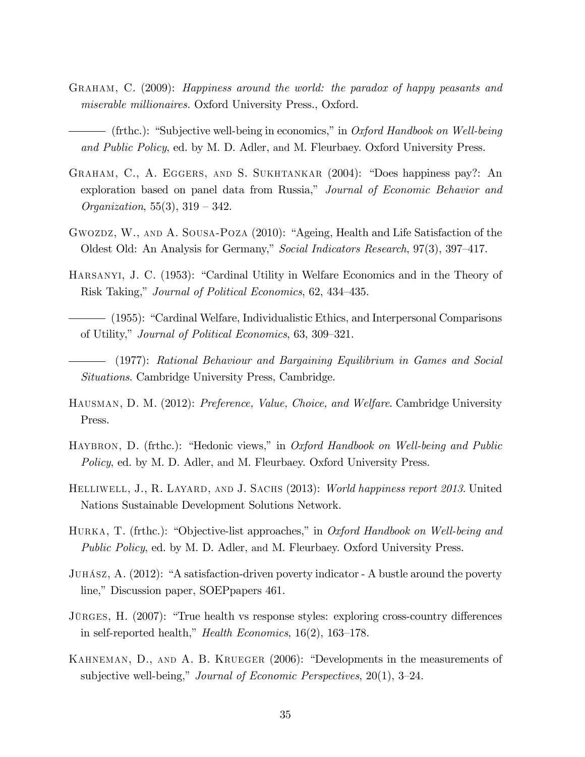Graham, C. (2009): *Happiness around the world: the paradox of happy peasants and miserable millionaires.* Oxford University Press., Oxford.

——— (frthc.): "Subjective well-being in economics," in *Oxford Handbook on Well-being and Public Policy*, ed. by M. D. Adler, and M. Fleurbaey. Oxford University Press.

Graham, C., A. Eggers, and S. Sukhtankar (2004): "Does happiness pay?: An exploration based on panel data from Russia," *Journal of Economic Behavior and Organization*, 55(3), 319 – 342.

Gwozdz, W., and A. Sousa-Poza (2010): "Ageing, Health and Life Satisfaction of the Oldest Old: An Analysis for Germany," *Social Indicators Research*, 97(3), 397–417.

Harsanyi, J. C. (1953): "Cardinal Utility in Welfare Economics and in the Theory of Risk Taking," *Journal of Political Economics*, 62, 434–435.

——— (1955): "Cardinal Welfare, Individualistic Ethics, and Interpersonal Comparisons of Utility," *Journal of Political Economics*, 63, 309–321.

——— (1977): *Rational Behaviour and Bargaining Equilibrium in Games and Social Situations*. Cambridge University Press, Cambridge.

Hausman, D. M. (2012): *Preference, Value, Choice, and Welfare*. Cambridge University Press.

Haybron, D. (frthc.): "Hedonic views," in *Oxford Handbook on Well-being and Public Policy*, ed. by M. D. Adler, and M. Fleurbaey. Oxford University Press.

Helliwell, J., R. Layard, and J. Sachs (2013): *World happiness report 2013*. United Nations Sustainable Development Solutions Network.

Hurka, T. (frthc.): "Objective-list approaches," in *Oxford Handbook on Well-being and Public Policy*, ed. by M. D. Adler, and M. Fleurbaey. Oxford University Press.

Juhász, A. (2012): "A satisfaction-driven poverty indicator - A bustle around the poverty line," Discussion paper, SOEPpapers 461.

Jürges, H. (2007): "True health vs response styles: exploring cross-country differences in self-reported health," *Health Economics*, 16(2), 163–178.

Kahneman, D., and A. B. Krueger (2006): "Developments in the measurements of subjective well-being," *Journal of Economic Perspectives*, 20(1), 3–24.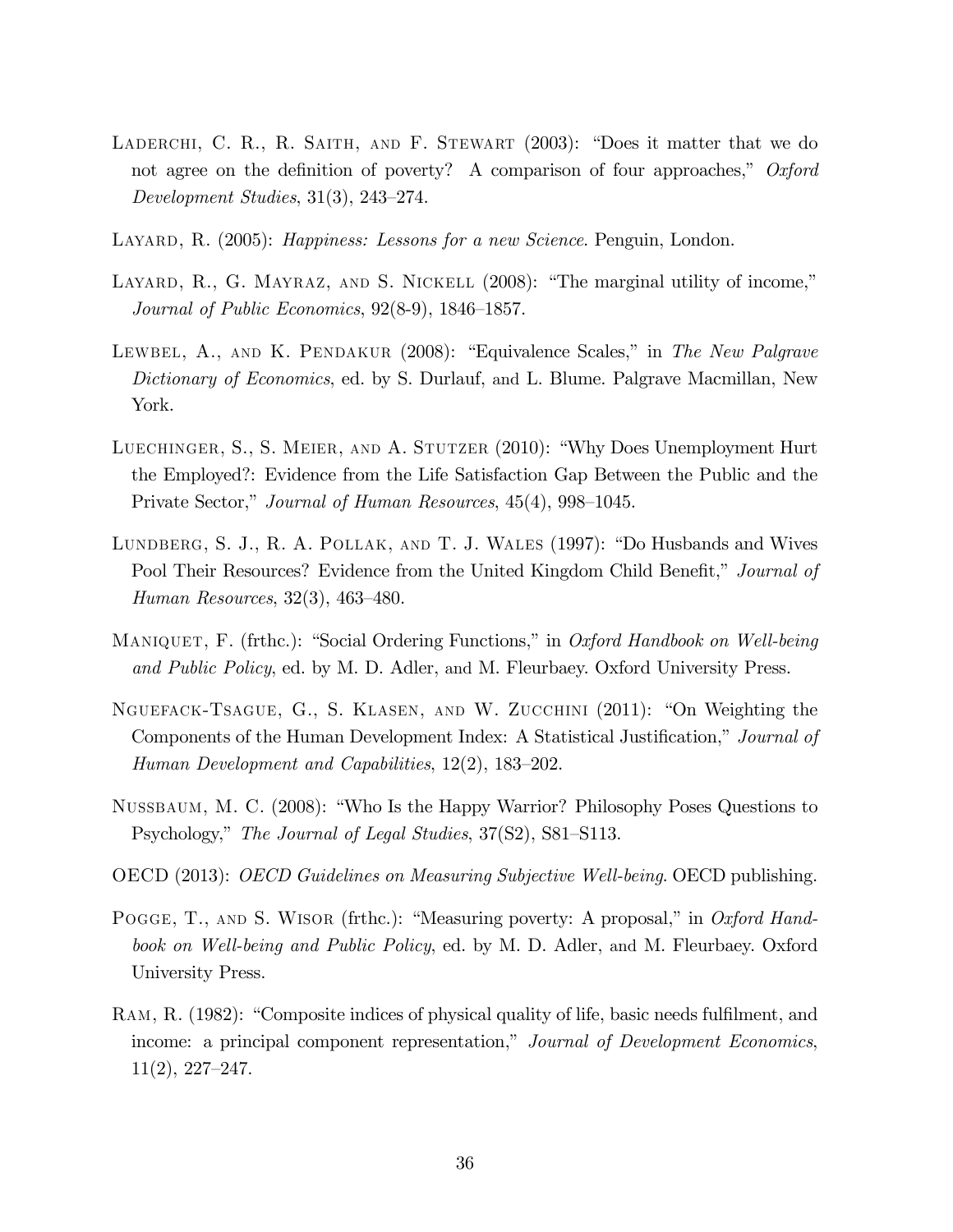Laderchi, C. R., R. Saith, and F. Stewart (2003): "Does it matter that we do not agree on the definition of poverty? A comparison of four approaches," *Oxford Development Studies*, 31(3), 243–274.

Layard, R. (2005): *Happiness: Lessons for a new Science*. Penguin, London.

Layard, R., G. Mayraz, and S. Nickell (2008): "The marginal utility of income," *Journal of Public Economics*, 92(8-9), 1846–1857.

Lewbel, A., and K. Pendakur (2008): "Equivalence Scales," in *The New Palgrave Dictionary of Economics*, ed. by S. Durlauf, and L. Blume. Palgrave Macmillan, New York.

Luechinger, S., S. Meier, and A. Stutzer (2010): "Why Does Unemployment Hurt the Employed?: Evidence from the Life Satisfaction Gap Between the Public and the Private Sector," *Journal of Human Resources*, 45(4), 998–1045.

Lundberg, S. J., R. A. Pollak, and T. J. Wales (1997): "Do Husbands and Wives Pool Their Resources? Evidence from the United Kingdom Child Benefit," *Journal of Human Resources*, 32(3), 463–480.

Maniquet, F. (frthc.): "Social Ordering Functions," in *Oxford Handbook on Well-being and Public Policy*, ed. by M. D. Adler, and M. Fleurbaey. Oxford University Press.

Nguefack-Tsague, G., S. Klasen, and W. Zucchini (2011): "On Weighting the Components of the Human Development Index: A Statistical Justification," *Journal of Human Development and Capabilities*, 12(2), 183–202.

Nussbaum, M. C. (2008): "Who Is the Happy Warrior? Philosophy Poses Questions to Psychology," *The Journal of Legal Studies*, 37(S2), S81–S113.

OECD (2013): *OECD Guidelines on Measuring Subjective Well-being*. OECD publishing.

Pogge, T., and S. Wisor (frthc.): "Measuring poverty: A proposal," in *Oxford Handbook on Well-being and Public Policy*, ed. by M. D. Adler, and M. Fleurbaey. Oxford University Press.

Ram, R. (1982): "Composite indices of physical quality of life, basic needs fulfilment, and income: a principal component representation," *Journal of Development Economics*, 11(2), 227–247.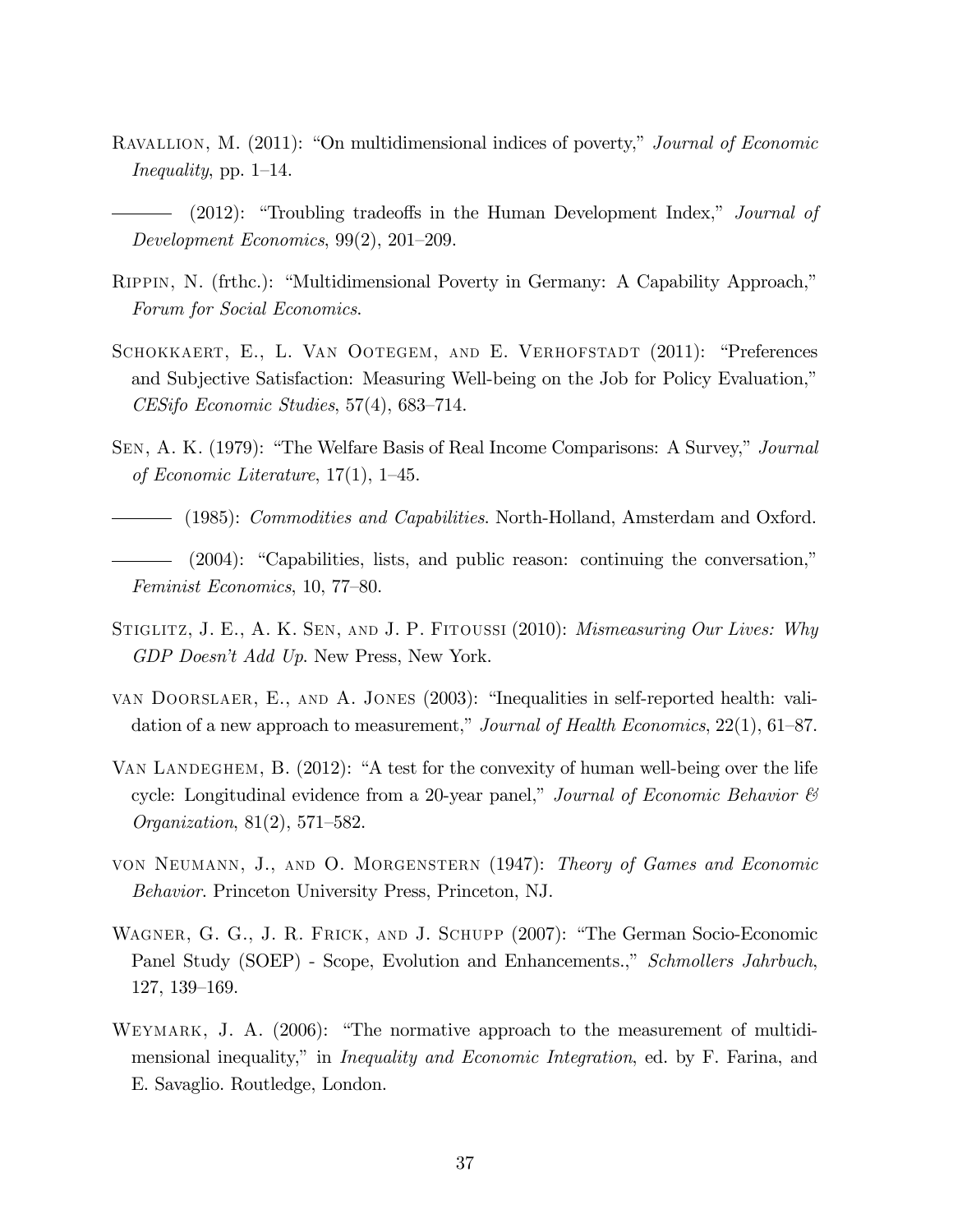Ravallion, M. (2011): "On multidimensional indices of poverty," *Journal of Economic Inequality*, pp. 1–14.

——— (2012): "Troubling tradeoffs in the Human Development Index," *Journal of Development Economics*, 99(2), 201–209.

Rippin, N. (frthc.): "Multidimensional Poverty in Germany: A Capability Approach," *Forum for Social Economics*.

Schokkaert, E., L. Van Ootegem, and E. Verhofstadt (2011): "Preferences and Subjective Satisfaction: Measuring Well-being on the Job for Policy Evaluation," *CESifo Economic Studies*, 57(4), 683–714.

Sen, A. K. (1979): "The Welfare Basis of Real Income Comparisons: A Survey," *Journal of Economic Literature*, 17(1), 1–45.

——— (1985): *Commodities and Capabilities*. North-Holland, Amsterdam and Oxford.

——— (2004): "Capabilities, lists, and public reason: continuing the conversation," *Feminist Economics*, 10, 77–80.

Stiglitz, J. E., A. K. Sen, and J. P. Fitoussi (2010): *Mismeasuring Our Lives: Why GDP Doesn't Add Up*. New Press, New York.

van Doorslaer, E., and A. Jones (2003): "Inequalities in self-reported health: validation of a new approach to measurement," *Journal of Health Economics*, 22(1), 61–87.

Van Landeghem, B. (2012): "A test for the convexity of human well-being over the life cycle: Longitudinal evidence from a 20-year panel," *Journal of Economic Behavior & Organization*, 81(2), 571–582.

von Neumann, J., and O. Morgenstern (1947): *Theory of Games and Economic Behavior*. Princeton University Press, Princeton, NJ.

Wagner, G. G., J. R. Frick, and J. Schupp (2007): "The German Socio-Economic Panel Study (SOEP) - Scope, Evolution and Enhancements.," *Schmollers Jahrbuch*, 127, 139–169.

Weymark, J. A. (2006): "The normative approach to the measurement of multidimensional inequality," in *Inequality and Economic Integration*, ed. by F. Farina, and E. Savaglio. Routledge, London.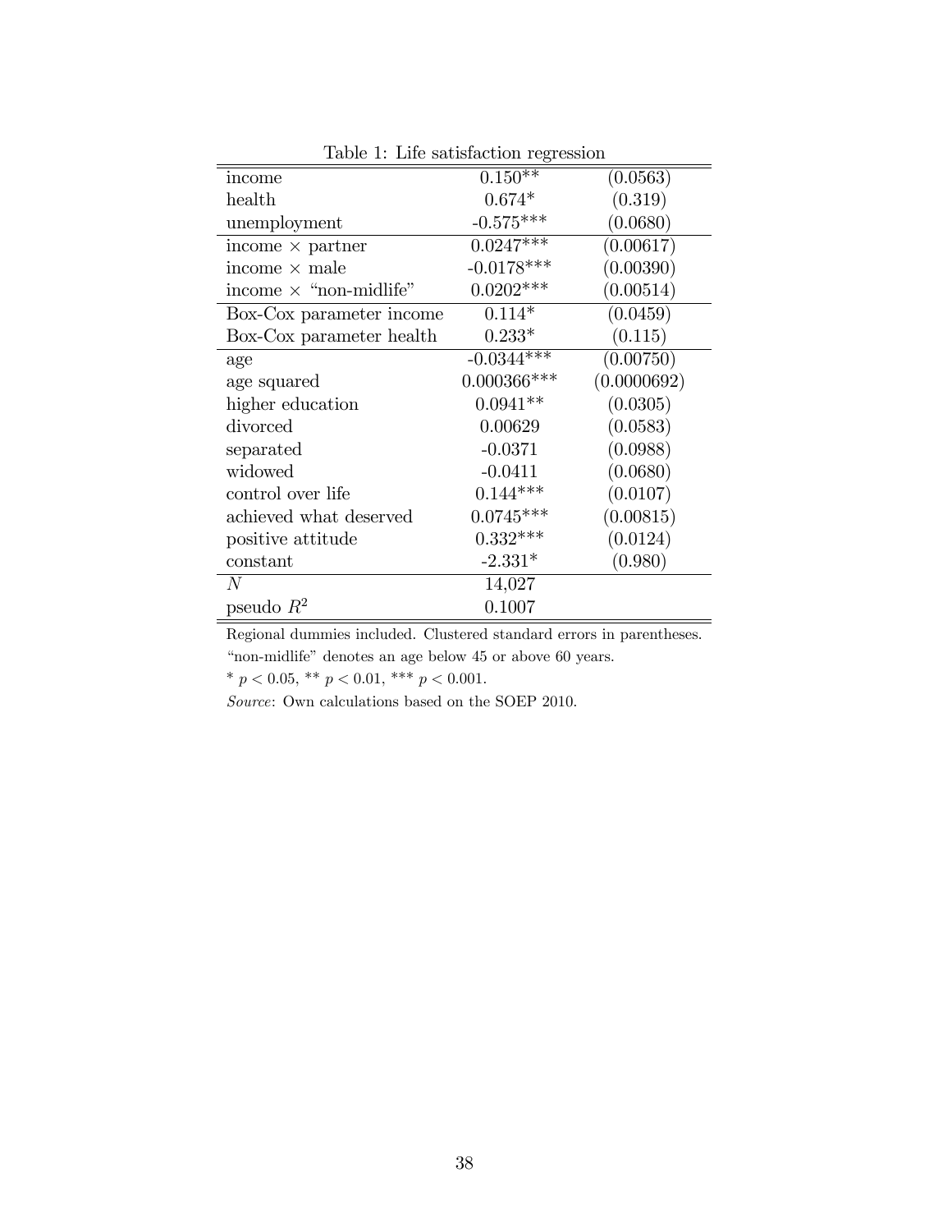Table 1: Life satisfaction regression

| | | |
|---|---|---|
| income | 0.150** | (0.0563) |
| health | 0.674* | (0.319) |
| unemployment | -0.575*** | (0.0680) |
| income × partner | 0.0247*** | (0.00617) |
| income × male | -0.0178*** | (0.00390) |
| income × "non-midlife" | 0.0202*** | (0.00514) |
| Box-Cox parameter income | 0.114* | (0.0459) |
| Box-Cox parameter health | 0.233* | (0.115) |
| age | -0.0344*** | (0.00750) |
| age squared | 0.000366*** | (0.0000692) |
| higher education | 0.0941** | (0.0305) |
| divorced | 0.00629 | (0.0583) |
| separated | -0.0371 | (0.0988) |
| widowed | -0.0411 | (0.0680) |
| control over life | 0.144*** | (0.0107) |
| achieved what deserved | 0.0745*** | (0.00815) |
| positive attitude | 0.332*** | (0.0124) |
| constant | -2.331* | (0.980) |
| $N$ | 14,027 | |
| pseudo $R^2$ | 0.1007 | |

Regional dummies included. Clustered standard errors in parentheses.

"non-midlife" denotes an age below 45 or above 60 years.

* $p < 0.05$, ** $p < 0.01$, *** $p < 0.001$.

*Source*: Own calculations based on the SOEP 2010.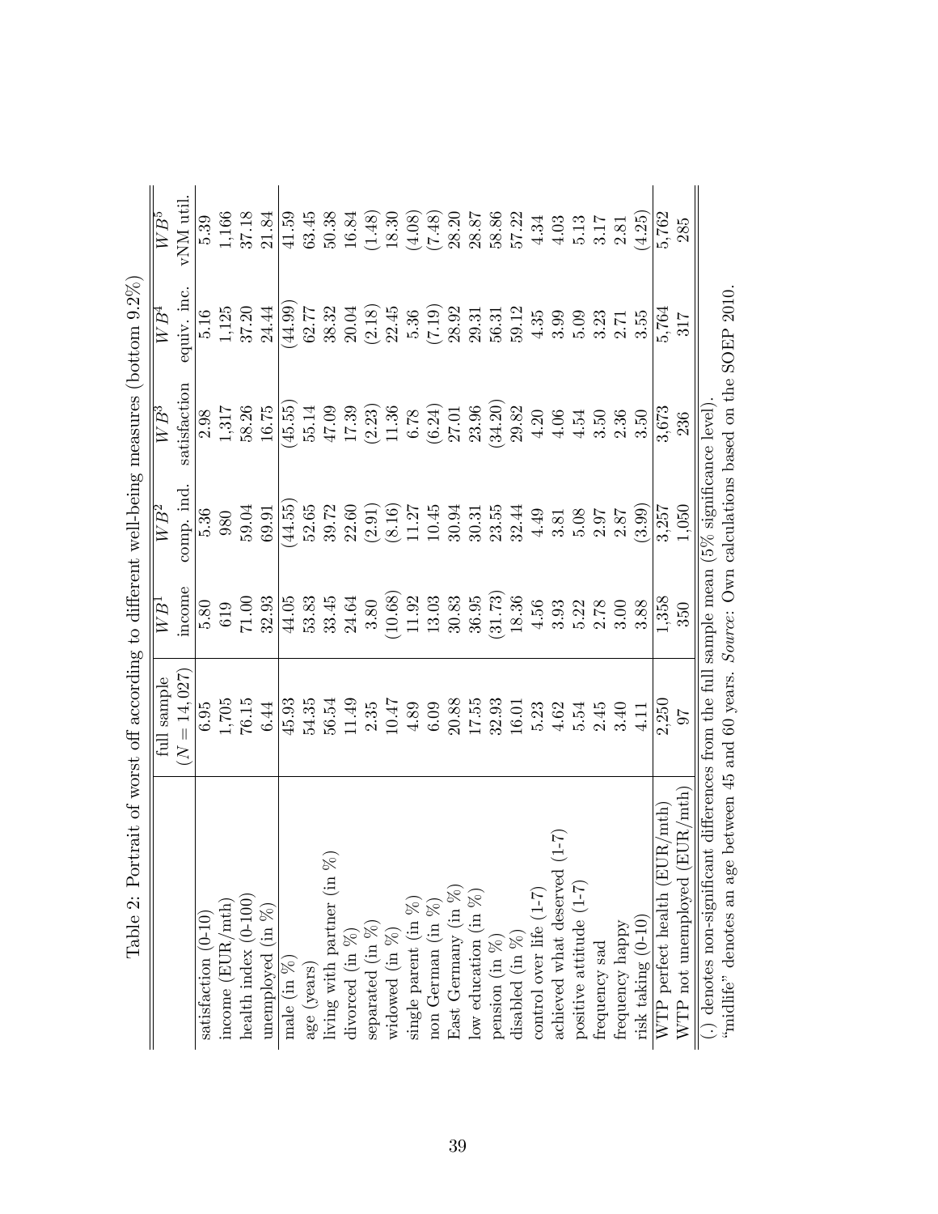Table 2: Portrait of worst off according to different well-being measures (bottom 9.2%)

| | full sample ($N = 14,027$) | $WB^1$ income | $WB^2$ comp. ind. | $WB^3$ satisfaction | $WB^4$ equiv. inc. | $WB^5$ vNM util. |
|---|---|---|---|---|---|---|
| satisfaction (0-10) | 6.95 | 5.80 | 5.36 | 2.98 | 5.16 | 5.39 |
| income (EUR/mth) | 1,705 | 619 | 980 | 1,317 | 1,125 | 1,166 |
| health index (0-100) | 76.15 | 71.00 | 59.04 | 58.26 | 37.20 | 37.18 |
| unemployed (in %) | 6.44 | 32.93 | 69.91 | 16.75 | 24.44 | 21.84 |
| male (in %) | 45.93 | 44.05 | (44.55) | (45.55) | (44.99) | 41.59 |
| age (years) | 54.35 | 53.83 | 52.65 | 55.14 | 62.77 | 63.45 |
| living with partner (in %) | 56.54 | 33.45 | 39.72 | 47.09 | 38.32 | 50.38 |
| divorced (in %) | 11.49 | 24.64 | 22.60 | 17.39 | 20.04 | 16.84 |
| separated (in %) | 2.35 | 3.80 | (2.91) | (2.23) | (2.18) | (1.48) |
| widowed (in %) | 10.47 | (10.68) | (8.16) | 11.36 | 22.45 | 18.30 |
| single parent (in %) | 4.89 | 11.92 | 11.27 | 6.78 | 5.36 | (4.08) |
| non German (in %) | 6.09 | 13.03 | 10.45 | (6.24) | (7.19) | (7.48) |
| East Germany (in %) | 20.88 | 30.83 | 30.94 | 27.01 | 28.92 | 28.20 |
| low education (in %) | 17.55 | 36.95 | 30.31 | 23.96 | 29.31 | 28.87 |
| pension (in %) | 32.93 | (31.73) | 23.55 | (34.20) | 56.31 | 58.86 |
| disabled (in %) | 16.01 | 18.36 | 32.44 | 29.82 | 59.12 | 57.22 |
| control over life (1-7) | 5.23 | 4.56 | 4.49 | 4.20 | 4.35 | 4.34 |
| achieved what deserved (1-7) | 4.62 | 3.93 | 3.81 | 4.06 | 3.99 | 4.03 |
| positive attitude (1-7) | 5.54 | 5.22 | 5.08 | 4.54 | 5.09 | 5.13 |
| frequency sad | 2.45 | 2.78 | 2.97 | 3.50 | 3.23 | 3.17 |
| frequency happy | 3.40 | 3.00 | 2.87 | 2.36 | 2.71 | 2.81 |
| risk taking (0-10) | 4.11 | 3.88 | (3.99) | 3.50 | 3.55 | (4.25) |
| WTP perfect health (EUR/mth) | 2,250 | 1,358 | 3,257 | 3,673 | 5,764 | 5,762 |
| WTP not unemployed (EUR/mth) | 97 | 350 | 1,050 | 236 | 317 | 285 |

(.) denotes non-significant differences from the full sample mean (5% significance level).
"midlife" denotes an age between 45 and 60 years. *Source:* Own calculations based on the SOEP 2010.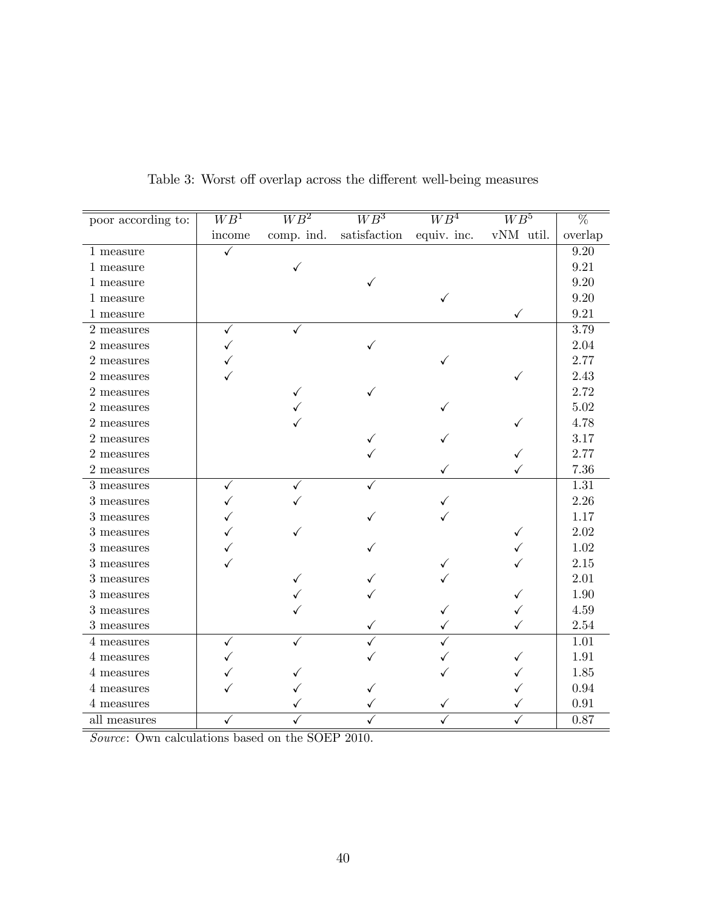Table 3: Worst off overlap across the different well-being measures

| poor according to: | $WB^1$ | $WB^2$ | $WB^3$ | $WB^4$ | $WB^5$ | % |
|---|---|---|---|---|---|---|
| | income | comp. ind. | satisfaction | equiv. inc. | vNM util. | overlap |
| 1 measure | ✓ | | | | | 9.20 |
| 1 measure | | ✓ | | | | 9.21 |
| 1 measure | | | ✓ | | | 9.20 |
| 1 measure | | | | ✓ | | 9.20 |
| 1 measure | | | | | ✓ | 9.21 |
| 2 measures | ✓ | ✓ | | | | 3.79 |
| 2 measures | ✓ | | ✓ | | | 2.04 |
| 2 measures | ✓ | | | ✓ | | 2.77 |
| 2 measures | ✓ | | | | ✓ | 2.43 |
| 2 measures | | ✓ | ✓ | | | 2.72 |
| 2 measures | | ✓ | | ✓ | | 5.02 |
| 2 measures | | ✓ | | | ✓ | 4.78 |
| 2 measures | | | ✓ | ✓ | | 3.17 |
| 2 measures | | | ✓ | | ✓ | 2.77 |
| 2 measures | | | | ✓ | ✓ | 7.36 |
| 3 measures | ✓ | ✓ | ✓ | | | 1.31 |
| 3 measures | ✓ | ✓ | | ✓ | | 2.26 |
| 3 measures | ✓ | | ✓ | ✓ | | 1.17 |
| 3 measures | ✓ | ✓ | | | ✓ | 2.02 |
| 3 measures | ✓ | | ✓ | | ✓ | 1.02 |
| 3 measures | ✓ | | | ✓ | ✓ | 2.15 |
| 3 measures | | ✓ | ✓ | ✓ | | 2.01 |
| 3 measures | | ✓ | ✓ | | ✓ | 1.90 |
| 3 measures | | ✓ | | ✓ | ✓ | 4.59 |
| 3 measures | | | ✓ | ✓ | ✓ | 2.54 |
| 4 measures | ✓ | ✓ | ✓ | ✓ | | 1.01 |
| 4 measures | ✓ | | ✓ | ✓ | ✓ | 1.91 |
| 4 measures | ✓ | ✓ | | ✓ | ✓ | 1.85 |
| 4 measures | ✓ | ✓ | ✓ | | ✓ | 0.94 |
| 4 measures | | ✓ | ✓ | ✓ | ✓ | 0.91 |
| all measures | ✓ | ✓ | ✓ | ✓ | ✓ | 0.87 |

*Source*: Own calculations based on the SOEP 2010.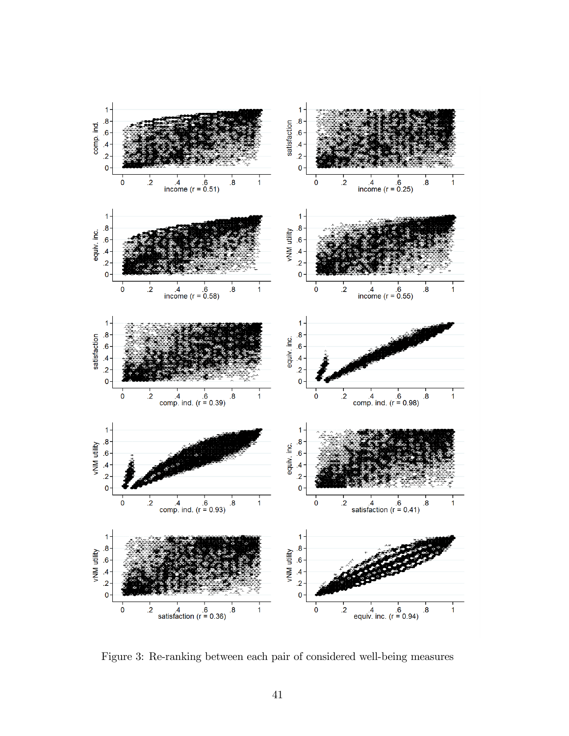1
.8
.6
.4
.2
0

comp. ind.

0 .2 .4 .6 .8 1

income (r = 0.51)

1
.8
.6
.4
.2
0

satisfaction

0 .2 .4 .6 .8 1

income (r = 0.25)

1
.8
.6
.4
.2
0

equiv. inc.

0 .2 .4 .6 .8 1

income (r = 0.58)

1
.8
.6
.4
.2
0

vNM utility

0 .2 .4 .6 .8 1

income (r = 0.55)

1
.8
.6
.4
.2
0

satisfaction

0 .2 .4 .6 .8 1

comp. ind. (r = 0.39)

1
.8
.6
.4
.2
0

equiv. inc.

0 .2 .4 .6 .8 1

comp. ind. (r = 0.98)

1
.8
.6
.4
.2
0

vNM utility

0 .2 .4 .6 .8 1

comp. ind. (r = 0.93)

1
.8
.6
.4
.2
0

equiv. inc.

0 .2 .4 .6 .8 1

satisfaction (r = 0.41)

1
.8
.6
.4
.2
0

vNM utility

0 .2 .4 .6 .8 1

satisfaction (r = 0.36)

1
.8
.6
.4
.2
0

vNM utility

0 .2 .4 .6 .8 1

equiv. inc. (r = 0.94)

Figure 3: Re-ranking between each pair of considered well-being measures